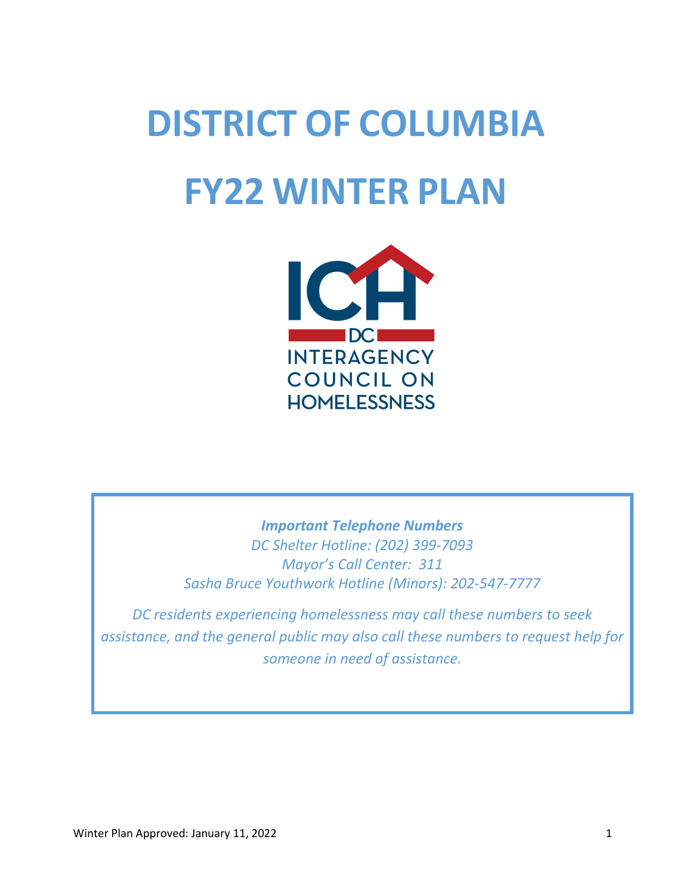# DISTRICT OF COLUMBIA

# FY22 WINTER PLAN

ICH
DC
INTERAGENCY
COUNCIL ON
HOMELESSNESS

***Important Telephone Numbers***

*DC Shelter Hotline: (202) 399-7093*
*Mayor's Call Center: 311*
*Sasha Bruce Youthwork Hotline (Minors): 202-547-7777*

*DC residents experiencing homelessness may call these numbers to seek assistance, and the general public may also call these numbers to request help for someone in need of assistance.*

Winter Plan Approved: January 11, 2022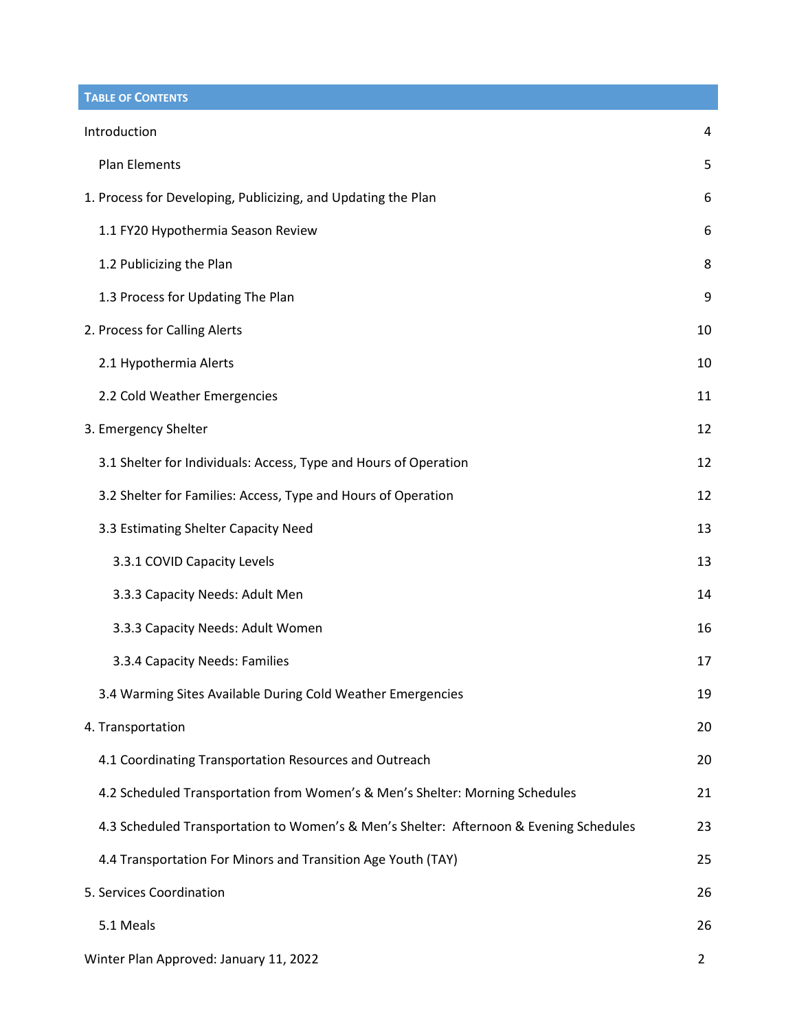## Table of Contents

Introduction 4

Plan Elements 5

1. Process for Developing, Publicizing, and Updating the Plan 6

1.1 FY20 Hypothermia Season Review 6

1.2 Publicizing the Plan 8

1.3 Process for Updating The Plan 9

2. Process for Calling Alerts 10

2.1 Hypothermia Alerts 10

2.2 Cold Weather Emergencies 11

3. Emergency Shelter 12

3.1 Shelter for Individuals: Access, Type and Hours of Operation 12

3.2 Shelter for Families: Access, Type and Hours of Operation 12

3.3 Estimating Shelter Capacity Need 13

3.3.1 COVID Capacity Levels 13

3.3.3 Capacity Needs: Adult Men 14

3.3.3 Capacity Needs: Adult Women 16

3.3.4 Capacity Needs: Families 17

3.4 Warming Sites Available During Cold Weather Emergencies 19

4. Transportation 20

4.1 Coordinating Transportation Resources and Outreach 20

4.2 Scheduled Transportation from Women's & Men's Shelter: Morning Schedules 21

4.3 Scheduled Transportation to Women's & Men's Shelter: Afternoon & Evening Schedules 23

4.4 Transportation For Minors and Transition Age Youth (TAY) 25

5. Services Coordination 26

5.1 Meals 26

Winter Plan Approved: January 11, 2022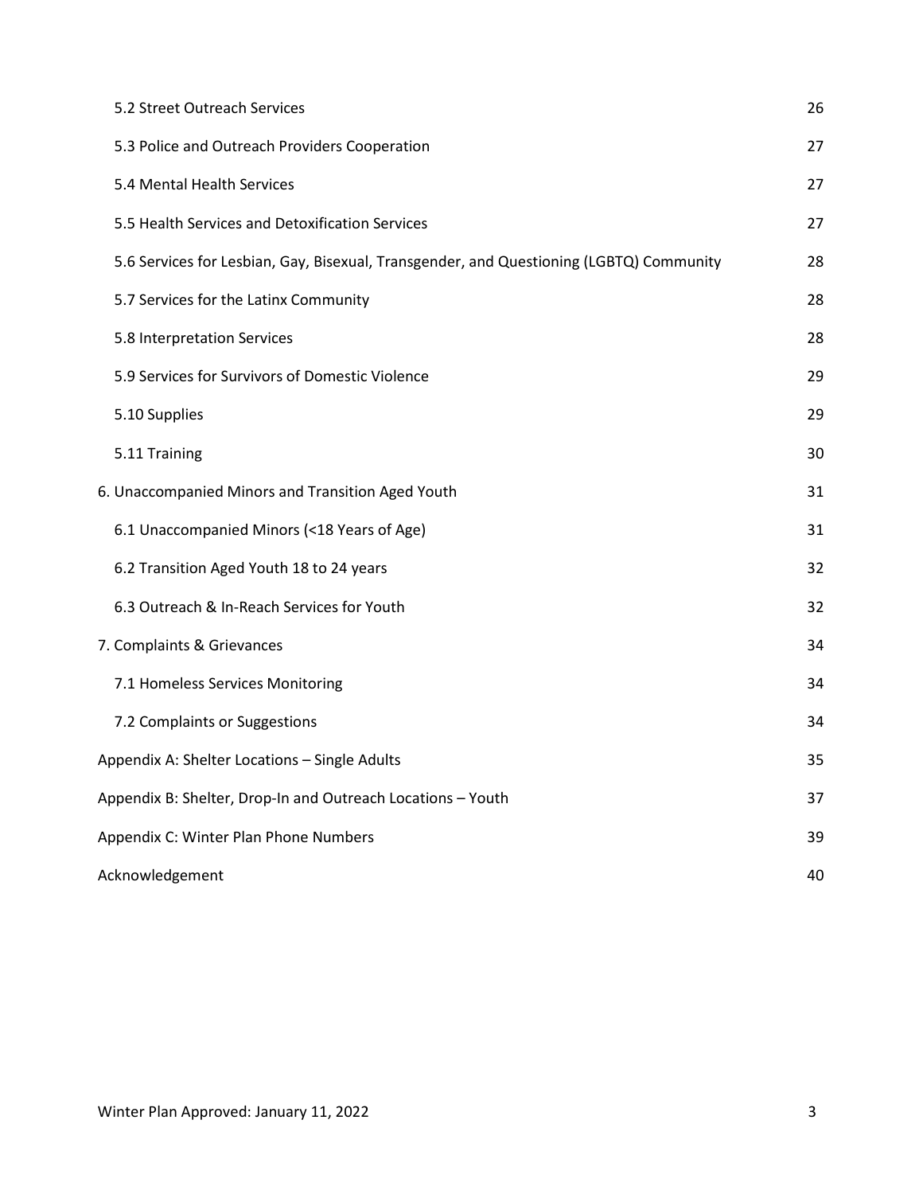5.2 Street Outreach Services 26

5.3 Police and Outreach Providers Cooperation 27

5.4 Mental Health Services 27

5.5 Health Services and Detoxification Services 27

5.6 Services for Lesbian, Gay, Bisexual, Transgender, and Questioning (LGBTQ) Community 28

5.7 Services for the Latinx Community 28

5.8 Interpretation Services 28

5.9 Services for Survivors of Domestic Violence 29

5.10 Supplies 29

5.11 Training 30

6. Unaccompanied Minors and Transition Aged Youth 31

6.1 Unaccompanied Minors (<18 Years of Age) 31

6.2 Transition Aged Youth 18 to 24 years 32

6.3 Outreach & In-Reach Services for Youth 32

7. Complaints & Grievances 34

7.1 Homeless Services Monitoring 34

7.2 Complaints or Suggestions 34

Appendix A: Shelter Locations – Single Adults 35

Appendix B: Shelter, Drop-In and Outreach Locations – Youth 37

Appendix C: Winter Plan Phone Numbers 39

Acknowledgement 40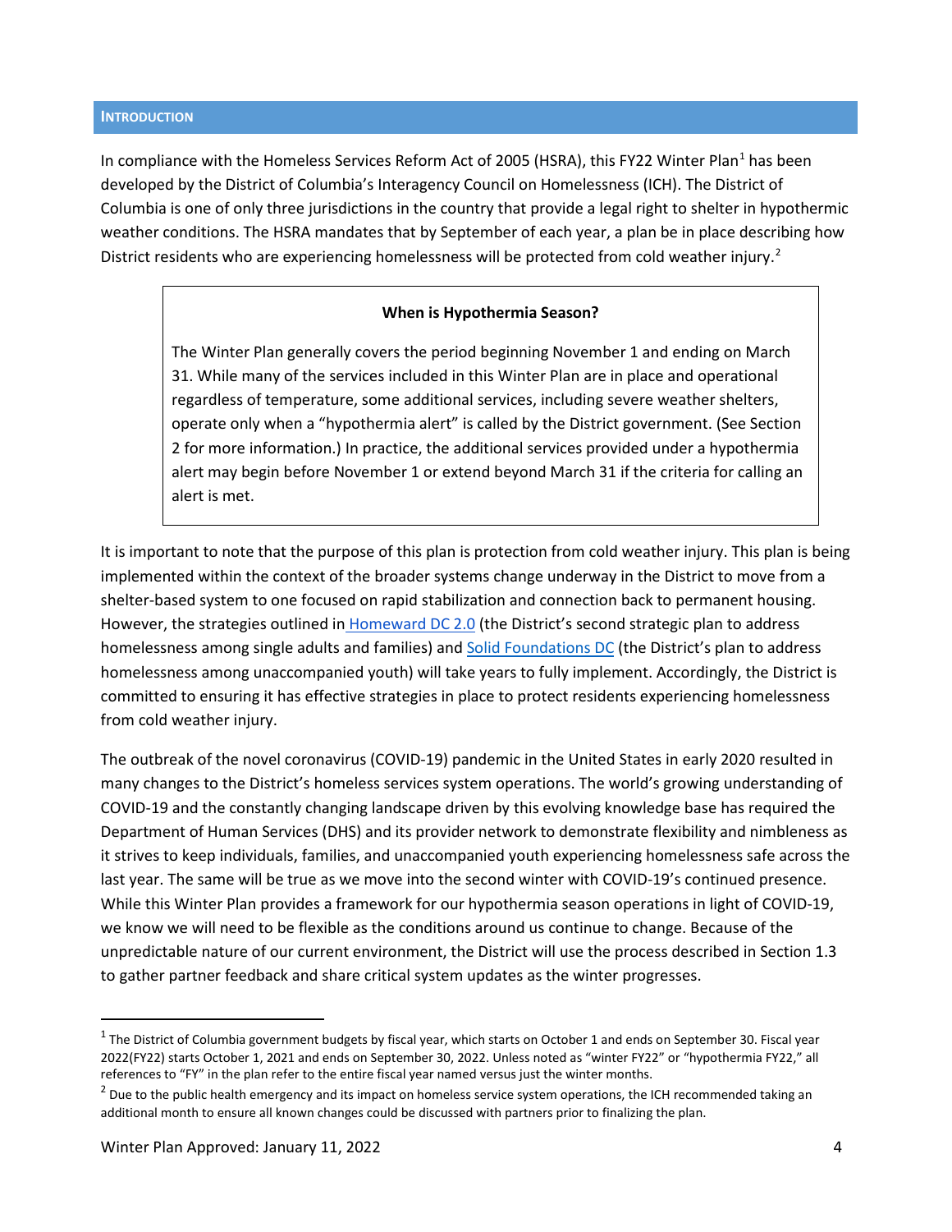## INTRODUCTION

In compliance with the Homeless Services Reform Act of 2005 (HSRA), this FY22 Winter Plan[1] has been developed by the District of Columbia's Interagency Council on Homelessness (ICH). The District of Columbia is one of only three jurisdictions in the country that provide a legal right to shelter in hypothermic weather conditions. The HSRA mandates that by September of each year, a plan be in place describing how District residents who are experiencing homelessness will be protected from cold weather injury.[2]

> **When is Hypothermia Season?**
>
> The Winter Plan generally covers the period beginning November 1 and ending on March 31. While many of the services included in this Winter Plan are in place and operational regardless of temperature, some additional services, including severe weather shelters, operate only when a "hypothermia alert" is called by the District government. (See Section 2 for more information.) In practice, the additional services provided under a hypothermia alert may begin before November 1 or extend beyond March 31 if the criteria for calling an alert is met.

It is important to note that the purpose of this plan is protection from cold weather injury. This plan is being implemented within the context of the broader systems change underway in the District to move from a shelter-based system to one focused on rapid stabilization and connection back to permanent housing. However, the strategies outlined in Homeward DC 2.0 (the District's second strategic plan to address homelessness among single adults and families) and Solid Foundations DC (the District's plan to address homelessness among unaccompanied youth) will take years to fully implement. Accordingly, the District is committed to ensuring it has effective strategies in place to protect residents experiencing homelessness from cold weather injury.

The outbreak of the novel coronavirus (COVID-19) pandemic in the United States in early 2020 resulted in many changes to the District's homeless services system operations. The world's growing understanding of COVID-19 and the constantly changing landscape driven by this evolving knowledge base has required the Department of Human Services (DHS) and its provider network to demonstrate flexibility and nimbleness as it strives to keep individuals, families, and unaccompanied youth experiencing homelessness safe across the last year. The same will be true as we move into the second winter with COVID-19's continued presence. While this Winter Plan provides a framework for our hypothermia season operations in light of COVID-19, we know we will need to be flexible as the conditions around us continue to change. Because of the unpredictable nature of our current environment, the District will use the process described in Section 1.3 to gather partner feedback and share critical system updates as the winter progresses.

---

[1] The District of Columbia government budgets by fiscal year, which starts on October 1 and ends on September 30. Fiscal year 2022(FY22) starts October 1, 2021 and ends on September 30, 2022. Unless noted as "winter FY22" or "hypothermia FY22," all references to "FY" in the plan refer to the entire fiscal year named versus just the winter months.

[2] Due to the public health emergency and its impact on homeless service system operations, the ICH recommended taking an additional month to ensure all known changes could be discussed with partners prior to finalizing the plan.

Winter Plan Approved: January 11, 2022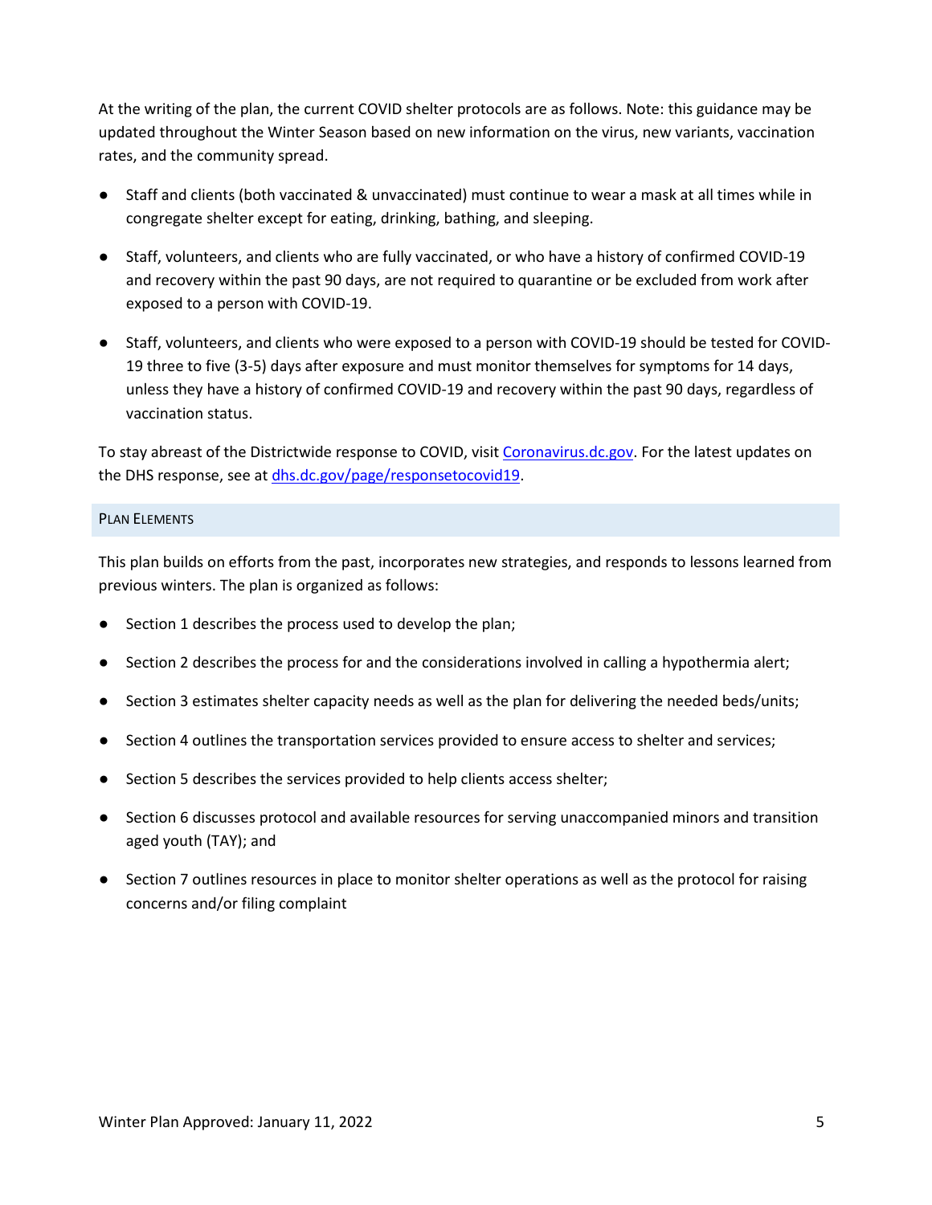At the writing of the plan, the current COVID shelter protocols are as follows. Note: this guidance may be updated throughout the Winter Season based on new information on the virus, new variants, vaccination rates, and the community spread.

- Staff and clients (both vaccinated & unvaccinated) must continue to wear a mask at all times while in congregate shelter except for eating, drinking, bathing, and sleeping.
- Staff, volunteers, and clients who are fully vaccinated, or who have a history of confirmed COVID-19 and recovery within the past 90 days, are not required to quarantine or be excluded from work after exposed to a person with COVID-19.
- Staff, volunteers, and clients who were exposed to a person with COVID-19 should be tested for COVID-19 three to five (3-5) days after exposure and must monitor themselves for symptoms for 14 days, unless they have a history of confirmed COVID-19 and recovery within the past 90 days, regardless of vaccination status.

To stay abreast of the Districtwide response to COVID, visit [Coronavirus.dc.gov](Coronavirus.dc.gov). For the latest updates on the DHS response, see at [dhs.dc.gov/page/responsetocovid19](dhs.dc.gov/page/responsetocovid19).

## Plan Elements

This plan builds on efforts from the past, incorporates new strategies, and responds to lessons learned from previous winters. The plan is organized as follows:

- Section 1 describes the process used to develop the plan;
- Section 2 describes the process for and the considerations involved in calling a hypothermia alert;
- Section 3 estimates shelter capacity needs as well as the plan for delivering the needed beds/units;
- Section 4 outlines the transportation services provided to ensure access to shelter and services;
- Section 5 describes the services provided to help clients access shelter;
- Section 6 discusses protocol and available resources for serving unaccompanied minors and transition aged youth (TAY); and
- Section 7 outlines resources in place to monitor shelter operations as well as the protocol for raising concerns and/or filing complaint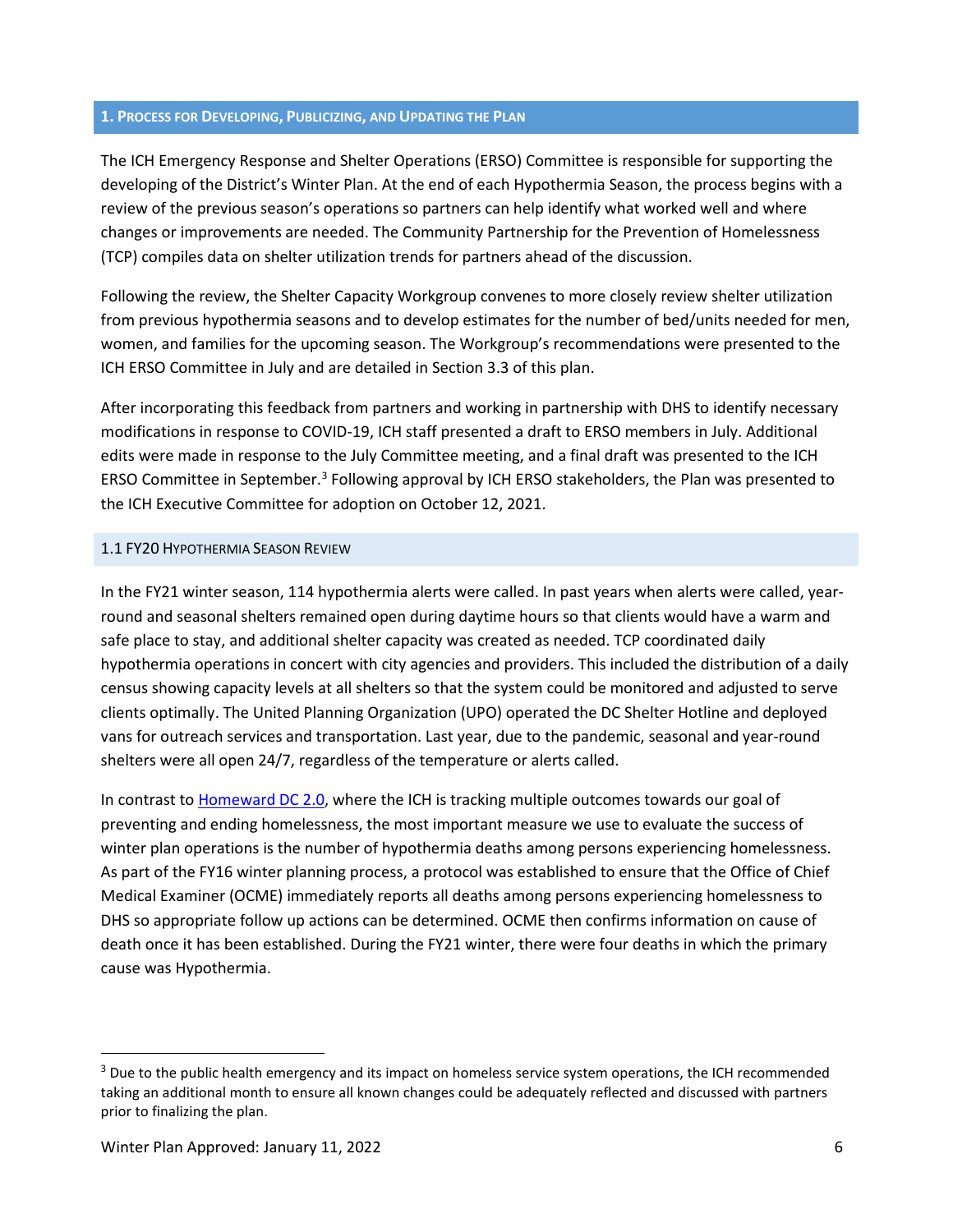## 1. Process for Developing, Publicizing, and Updating the Plan

The ICH Emergency Response and Shelter Operations (ERSO) Committee is responsible for supporting the developing of the District's Winter Plan. At the end of each Hypothermia Season, the process begins with a review of the previous season's operations so partners can help identify what worked well and where changes or improvements are needed. The Community Partnership for the Prevention of Homelessness (TCP) compiles data on shelter utilization trends for partners ahead of the discussion.

Following the review, the Shelter Capacity Workgroup convenes to more closely review shelter utilization from previous hypothermia seasons and to develop estimates for the number of bed/units needed for men, women, and families for the upcoming season. The Workgroup's recommendations were presented to the ICH ERSO Committee in July and are detailed in Section 3.3 of this plan.

After incorporating this feedback from partners and working in partnership with DHS to identify necessary modifications in response to COVID-19, ICH staff presented a draft to ERSO members in July. Additional edits were made in response to the July Committee meeting, and a final draft was presented to the ICH ERSO Committee in September.[3] Following approval by ICH ERSO stakeholders, the Plan was presented to the ICH Executive Committee for adoption on October 12, 2021.

### 1.1 FY20 Hypothermia Season Review

In the FY21 winter season, 114 hypothermia alerts were called. In past years when alerts were called, year-round and seasonal shelters remained open during daytime hours so that clients would have a warm and safe place to stay, and additional shelter capacity was created as needed. TCP coordinated daily hypothermia operations in concert with city agencies and providers. This included the distribution of a daily census showing capacity levels at all shelters so that the system could be monitored and adjusted to serve clients optimally. The United Planning Organization (UPO) operated the DC Shelter Hotline and deployed vans for outreach services and transportation. Last year, due to the pandemic, seasonal and year-round shelters were all open 24/7, regardless of the temperature or alerts called.

In contrast to [Homeward DC 2.0](), where the ICH is tracking multiple outcomes towards our goal of preventing and ending homelessness, the most important measure we use to evaluate the success of winter plan operations is the number of hypothermia deaths among persons experiencing homelessness. As part of the FY16 winter planning process, a protocol was established to ensure that the Office of Chief Medical Examiner (OCME) immediately reports all deaths among persons experiencing homelessness to DHS so appropriate follow up actions can be determined. OCME then confirms information on cause of death once it has been established. During the FY21 winter, there were four deaths in which the primary cause was Hypothermia.

---

[3] Due to the public health emergency and its impact on homeless service system operations, the ICH recommended taking an additional month to ensure all known changes could be adequately reflected and discussed with partners prior to finalizing the plan.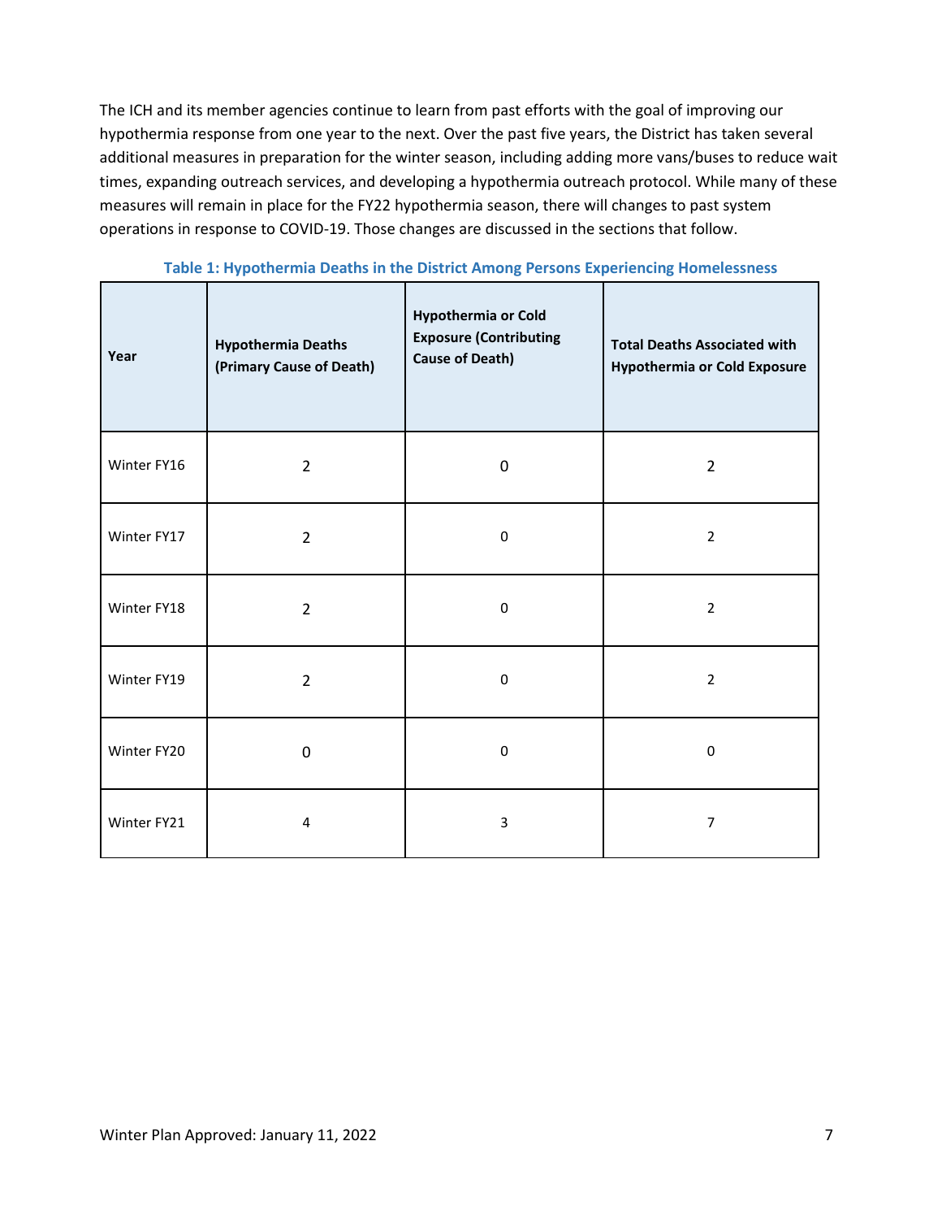The ICH and its member agencies continue to learn from past efforts with the goal of improving our hypothermia response from one year to the next. Over the past five years, the District has taken several additional measures in preparation for the winter season, including adding more vans/buses to reduce wait times, expanding outreach services, and developing a hypothermia outreach protocol. While many of these measures will remain in place for the FY22 hypothermia season, there will changes to past system operations in response to COVID-19. Those changes are discussed in the sections that follow.

**Table 1: Hypothermia Deaths in the District Among Persons Experiencing Homelessness**

| Year | Hypothermia Deaths (Primary Cause of Death) | Hypothermia or Cold Exposure (Contributing Cause of Death) | Total Deaths Associated with Hypothermia or Cold Exposure |
|---|---|---|---|
| Winter FY16 | 2 | 0 | 2 |
| Winter FY17 | 2 | 0 | 2 |
| Winter FY18 | 2 | 0 | 2 |
| Winter FY19 | 2 | 0 | 2 |
| Winter FY20 | 0 | 0 | 0 |
| Winter FY21 | 4 | 3 | 7 |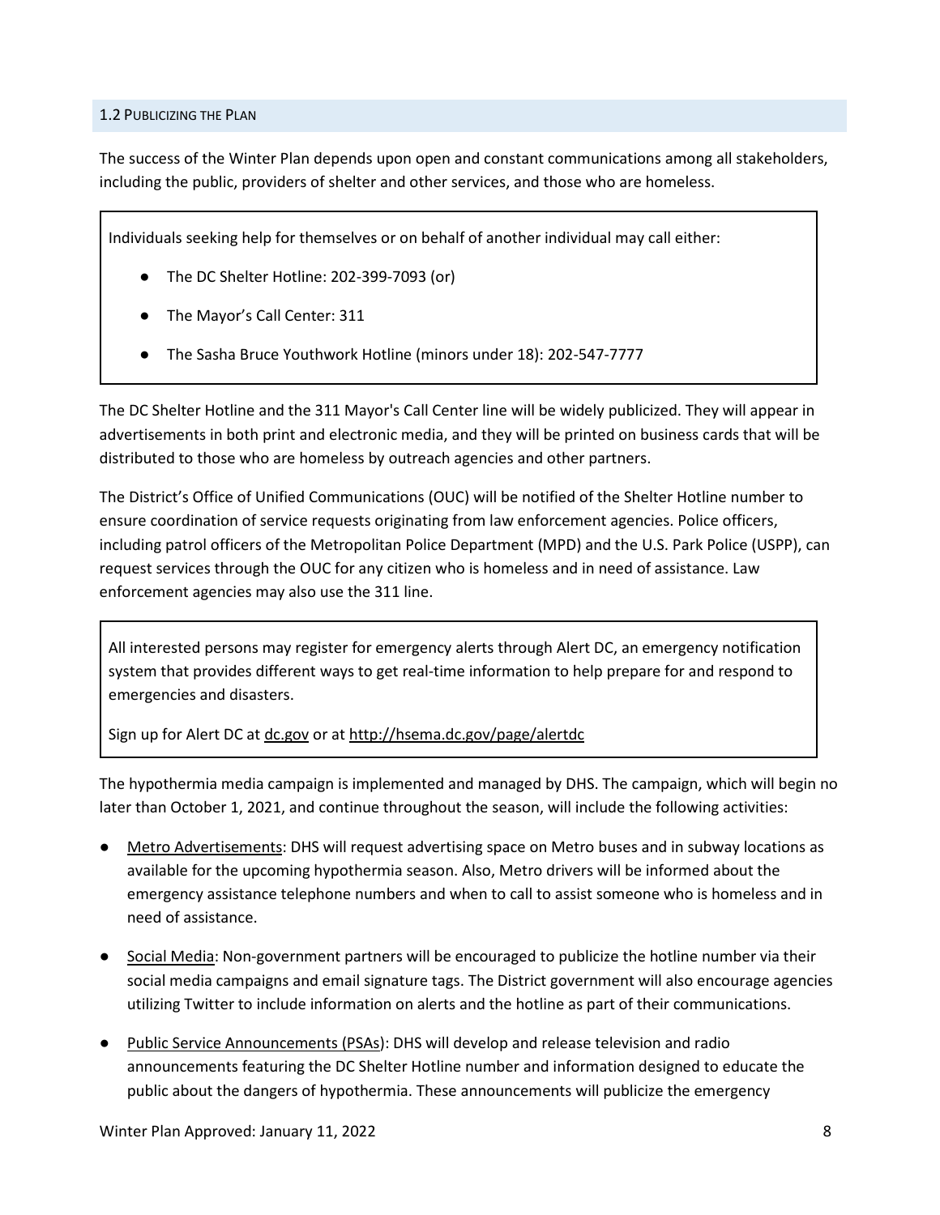### 1.2 Publicizing the Plan

The success of the Winter Plan depends upon open and constant communications among all stakeholders, including the public, providers of shelter and other services, and those who are homeless.

Individuals seeking help for themselves or on behalf of another individual may call either:

- The DC Shelter Hotline: 202-399-7093 (or)
- The Mayor's Call Center: 311
- The Sasha Bruce Youthwork Hotline (minors under 18): 202-547-7777

The DC Shelter Hotline and the 311 Mayor's Call Center line will be widely publicized. They will appear in advertisements in both print and electronic media, and they will be printed on business cards that will be distributed to those who are homeless by outreach agencies and other partners.

The District's Office of Unified Communications (OUC) will be notified of the Shelter Hotline number to ensure coordination of service requests originating from law enforcement agencies. Police officers, including patrol officers of the Metropolitan Police Department (MPD) and the U.S. Park Police (USPP), can request services through the OUC for any citizen who is homeless and in need of assistance. Law enforcement agencies may also use the 311 line.

All interested persons may register for emergency alerts through Alert DC, an emergency notification system that provides different ways to get real-time information to help prepare for and respond to emergencies and disasters.

Sign up for Alert DC at dc.gov or at http://hsema.dc.gov/page/alertdc

The hypothermia media campaign is implemented and managed by DHS. The campaign, which will begin no later than October 1, 2021, and continue throughout the season, will include the following activities:

- Metro Advertisements: DHS will request advertising space on Metro buses and in subway locations as available for the upcoming hypothermia season. Also, Metro drivers will be informed about the emergency assistance telephone numbers and when to call to assist someone who is homeless and in need of assistance.
- Social Media: Non-government partners will be encouraged to publicize the hotline number via their social media campaigns and email signature tags. The District government will also encourage agencies utilizing Twitter to include information on alerts and the hotline as part of their communications.
- Public Service Announcements (PSAs): DHS will develop and release television and radio announcements featuring the DC Shelter Hotline number and information designed to educate the public about the dangers of hypothermia. These announcements will publicize the emergency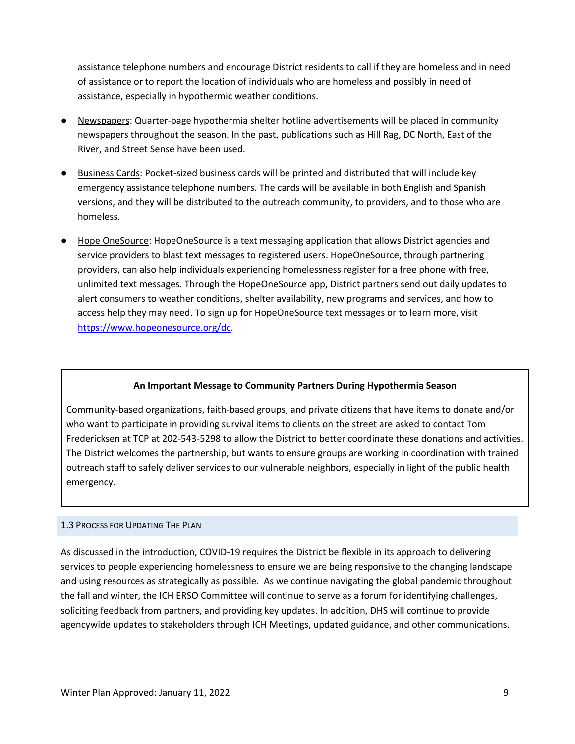assistance telephone numbers and encourage District residents to call if they are homeless and in need of assistance or to report the location of individuals who are homeless and possibly in need of assistance, especially in hypothermic weather conditions.

- Newspapers: Quarter-page hypothermia shelter hotline advertisements will be placed in community newspapers throughout the season. In the past, publications such as Hill Rag, DC North, East of the River, and Street Sense have been used.
- Business Cards: Pocket-sized business cards will be printed and distributed that will include key emergency assistance telephone numbers. The cards will be available in both English and Spanish versions, and they will be distributed to the outreach community, to providers, and to those who are homeless.
- Hope OneSource: HopeOneSource is a text messaging application that allows District agencies and service providers to blast text messages to registered users. HopeOneSource, through partnering providers, can also help individuals experiencing homelessness register for a free phone with free, unlimited text messages. Through the HopeOneSource app, District partners send out daily updates to alert consumers to weather conditions, shelter availability, new programs and services, and how to access help they may need. To sign up for HopeOneSource text messages or to learn more, visit https://www.hopeonesource.org/dc.

**An Important Message to Community Partners During Hypothermia Season**

Community-based organizations, faith-based groups, and private citizens that have items to donate and/or who want to participate in providing survival items to clients on the street are asked to contact Tom Fredericksen at TCP at 202-543-5298 to allow the District to better coordinate these donations and activities. The District welcomes the partnership, but wants to ensure groups are working in coordination with trained outreach staff to safely deliver services to our vulnerable neighbors, especially in light of the public health emergency.

### 1.3 Process for Updating The Plan

As discussed in the introduction, COVID-19 requires the District be flexible in its approach to delivering services to people experiencing homelessness to ensure we are being responsive to the changing landscape and using resources as strategically as possible. As we continue navigating the global pandemic throughout the fall and winter, the ICH ERSO Committee will continue to serve as a forum for identifying challenges, soliciting feedback from partners, and providing key updates. In addition, DHS will continue to provide agencywide updates to stakeholders through ICH Meetings, updated guidance, and other communications.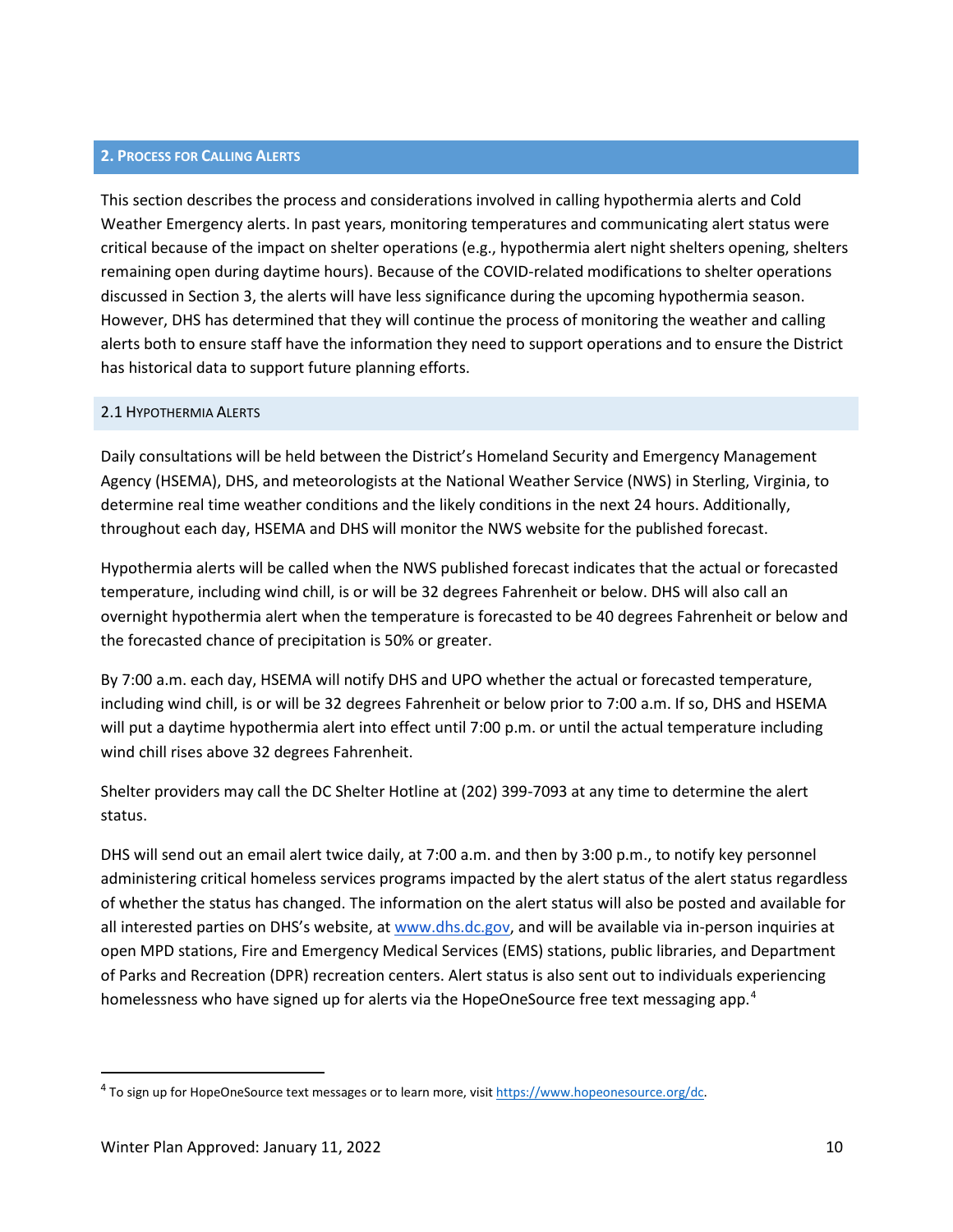## 2. Process for Calling Alerts

This section describes the process and considerations involved in calling hypothermia alerts and Cold Weather Emergency alerts. In past years, monitoring temperatures and communicating alert status were critical because of the impact on shelter operations (e.g., hypothermia alert night shelters opening, shelters remaining open during daytime hours). Because of the COVID-related modifications to shelter operations discussed in Section 3, the alerts will have less significance during the upcoming hypothermia season. However, DHS has determined that they will continue the process of monitoring the weather and calling alerts both to ensure staff have the information they need to support operations and to ensure the District has historical data to support future planning efforts.

### 2.1 Hypothermia Alerts

Daily consultations will be held between the District's Homeland Security and Emergency Management Agency (HSEMA), DHS, and meteorologists at the National Weather Service (NWS) in Sterling, Virginia, to determine real time weather conditions and the likely conditions in the next 24 hours. Additionally, throughout each day, HSEMA and DHS will monitor the NWS website for the published forecast.

Hypothermia alerts will be called when the NWS published forecast indicates that the actual or forecasted temperature, including wind chill, is or will be 32 degrees Fahrenheit or below. DHS will also call an overnight hypothermia alert when the temperature is forecasted to be 40 degrees Fahrenheit or below and the forecasted chance of precipitation is 50% or greater.

By 7:00 a.m. each day, HSEMA will notify DHS and UPO whether the actual or forecasted temperature, including wind chill, is or will be 32 degrees Fahrenheit or below prior to 7:00 a.m. If so, DHS and HSEMA will put a daytime hypothermia alert into effect until 7:00 p.m. or until the actual temperature including wind chill rises above 32 degrees Fahrenheit.

Shelter providers may call the DC Shelter Hotline at (202) 399-7093 at any time to determine the alert status.

DHS will send out an email alert twice daily, at 7:00 a.m. and then by 3:00 p.m., to notify key personnel administering critical homeless services programs impacted by the alert status of the alert status regardless of whether the status has changed. The information on the alert status will also be posted and available for all interested parties on DHS's website, at [www.dhs.dc.gov](www.dhs.dc.gov), and will be available via in-person inquiries at open MPD stations, Fire and Emergency Medical Services (EMS) stations, public libraries, and Department of Parks and Recreation (DPR) recreation centers. Alert status is also sent out to individuals experiencing homelessness who have signed up for alerts via the HopeOneSource free text messaging app.[4]

[4] To sign up for HopeOneSource text messages or to learn more, visit [https://www.hopeonesource.org/dc](https://www.hopeonesource.org/dc).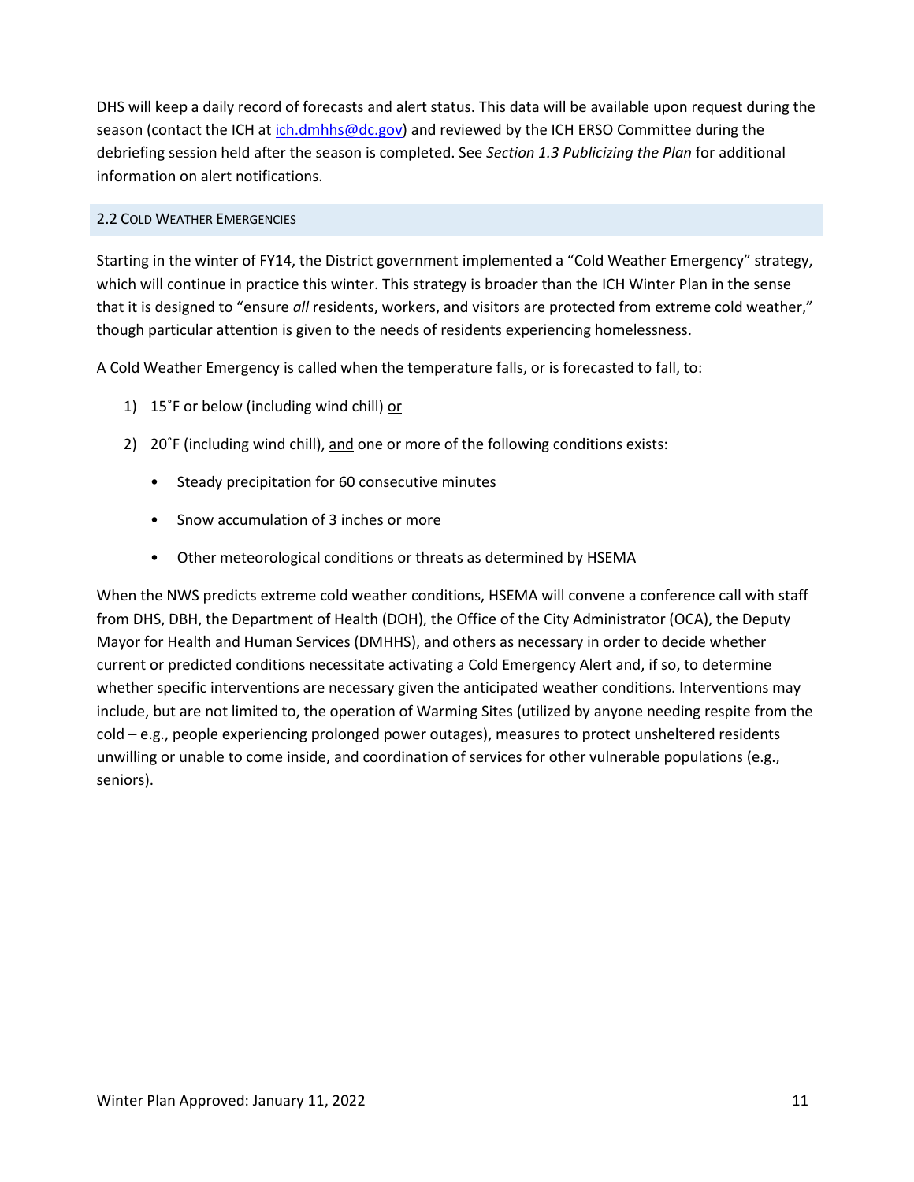DHS will keep a daily record of forecasts and alert status. This data will be available upon request during the season (contact the ICH at [ich.dmhhs@dc.gov](mailto:ich.dmhhs@dc.gov)) and reviewed by the ICH ERSO Committee during the debriefing session held after the season is completed. See *Section 1.3 Publicizing the Plan* for additional information on alert notifications.

## 2.2 Cold Weather Emergencies

Starting in the winter of FY14, the District government implemented a "Cold Weather Emergency" strategy, which will continue in practice this winter. This strategy is broader than the ICH Winter Plan in the sense that it is designed to "ensure *all* residents, workers, and visitors are protected from extreme cold weather," though particular attention is given to the needs of residents experiencing homelessness.

A Cold Weather Emergency is called when the temperature falls, or is forecasted to fall, to:

1) 15˚F or below (including wind chill) <u>or</u>
2) 20˚F (including wind chill), <u>and</u> one or more of the following conditions exists:
   - Steady precipitation for 60 consecutive minutes
   - Snow accumulation of 3 inches or more
   - Other meteorological conditions or threats as determined by HSEMA

When the NWS predicts extreme cold weather conditions, HSEMA will convene a conference call with staff from DHS, DBH, the Department of Health (DOH), the Office of the City Administrator (OCA), the Deputy Mayor for Health and Human Services (DMHHS), and others as necessary in order to decide whether current or predicted conditions necessitate activating a Cold Emergency Alert and, if so, to determine whether specific interventions are necessary given the anticipated weather conditions. Interventions may include, but are not limited to, the operation of Warming Sites (utilized by anyone needing respite from the cold – e.g., people experiencing prolonged power outages), measures to protect unsheltered residents unwilling or unable to come inside, and coordination of services for other vulnerable populations (e.g., seniors).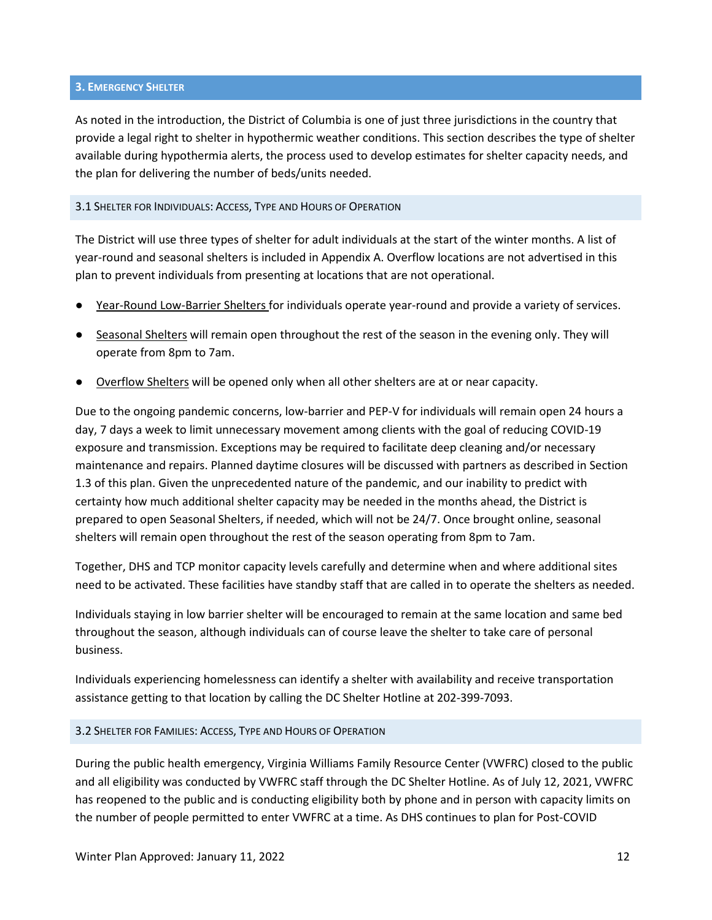## 3. Emergency Shelter

As noted in the introduction, the District of Columbia is one of just three jurisdictions in the country that provide a legal right to shelter in hypothermic weather conditions. This section describes the type of shelter available during hypothermia alerts, the process used to develop estimates for shelter capacity needs, and the plan for delivering the number of beds/units needed.

### 3.1 Shelter for Individuals: Access, Type and Hours of Operation

The District will use three types of shelter for adult individuals at the start of the winter months. A list of year-round and seasonal shelters is included in Appendix A. Overflow locations are not advertised in this plan to prevent individuals from presenting at locations that are not operational.

- Year-Round Low-Barrier Shelters for individuals operate year-round and provide a variety of services.
- Seasonal Shelters will remain open throughout the rest of the season in the evening only. They will operate from 8pm to 7am.
- Overflow Shelters will be opened only when all other shelters are at or near capacity.

Due to the ongoing pandemic concerns, low-barrier and PEP-V for individuals will remain open 24 hours a day, 7 days a week to limit unnecessary movement among clients with the goal of reducing COVID-19 exposure and transmission. Exceptions may be required to facilitate deep cleaning and/or necessary maintenance and repairs. Planned daytime closures will be discussed with partners as described in Section 1.3 of this plan. Given the unprecedented nature of the pandemic, and our inability to predict with certainty how much additional shelter capacity may be needed in the months ahead, the District is prepared to open Seasonal Shelters, if needed, which will not be 24/7. Once brought online, seasonal shelters will remain open throughout the rest of the season operating from 8pm to 7am.

Together, DHS and TCP monitor capacity levels carefully and determine when and where additional sites need to be activated. These facilities have standby staff that are called in to operate the shelters as needed.

Individuals staying in low barrier shelter will be encouraged to remain at the same location and same bed throughout the season, although individuals can of course leave the shelter to take care of personal business.

Individuals experiencing homelessness can identify a shelter with availability and receive transportation assistance getting to that location by calling the DC Shelter Hotline at 202-399-7093.

### 3.2 Shelter for Families: Access, Type and Hours of Operation

During the public health emergency, Virginia Williams Family Resource Center (VWFRC) closed to the public and all eligibility was conducted by VWFRC staff through the DC Shelter Hotline. As of July 12, 2021, VWFRC has reopened to the public and is conducting eligibility both by phone and in person with capacity limits on the number of people permitted to enter VWFRC at a time. As DHS continues to plan for Post-COVID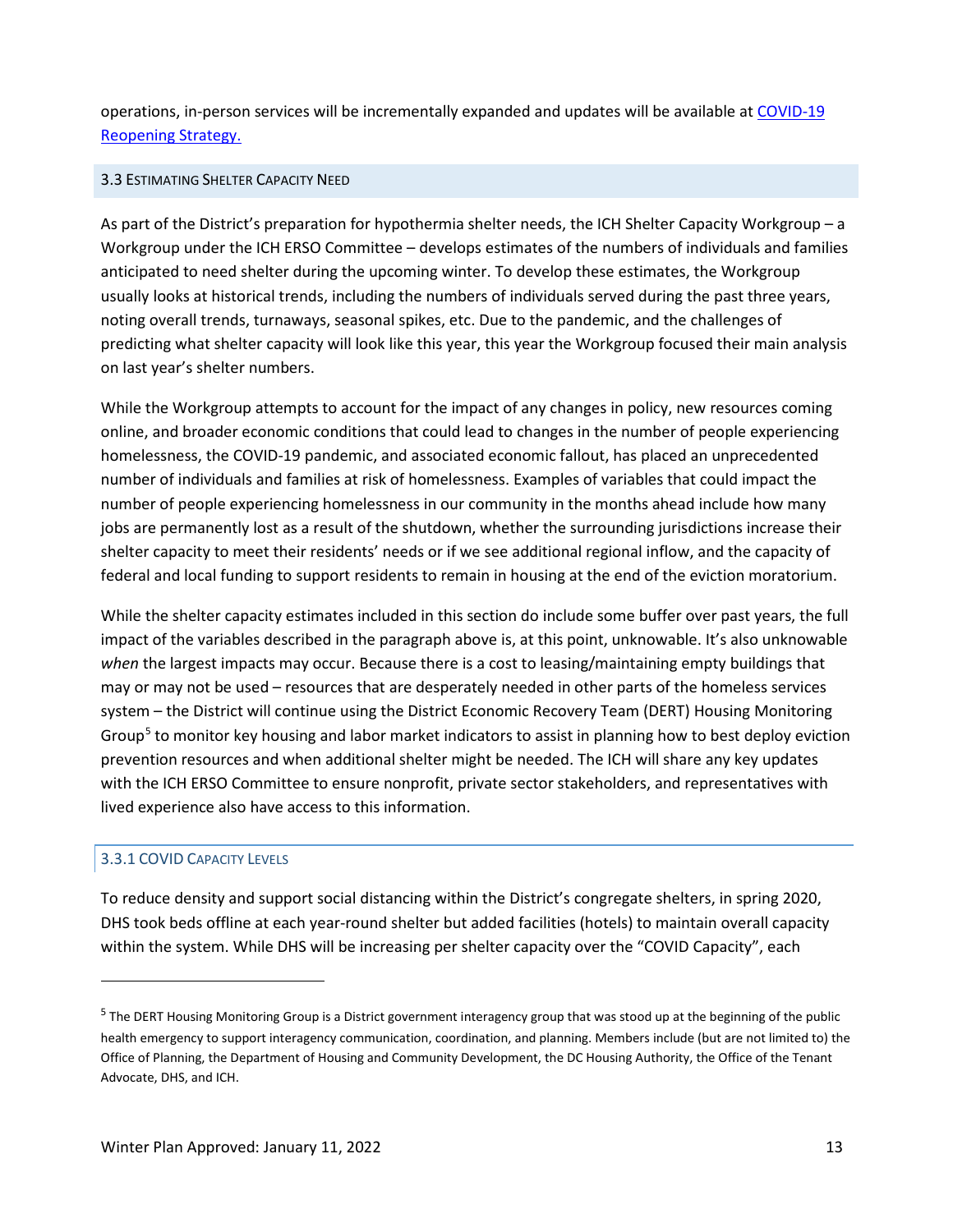operations, in-person services will be incrementally expanded and updates will be available at [COVID-19 Reopening Strategy.]()

### 3.3 Estimating Shelter Capacity Need

As part of the District's preparation for hypothermia shelter needs, the ICH Shelter Capacity Workgroup – a Workgroup under the ICH ERSO Committee – develops estimates of the numbers of individuals and families anticipated to need shelter during the upcoming winter. To develop these estimates, the Workgroup usually looks at historical trends, including the numbers of individuals served during the past three years, noting overall trends, turnaways, seasonal spikes, etc. Due to the pandemic, and the challenges of predicting what shelter capacity will look like this year, this year the Workgroup focused their main analysis on last year's shelter numbers.

While the Workgroup attempts to account for the impact of any changes in policy, new resources coming online, and broader economic conditions that could lead to changes in the number of people experiencing homelessness, the COVID-19 pandemic, and associated economic fallout, has placed an unprecedented number of individuals and families at risk of homelessness. Examples of variables that could impact the number of people experiencing homelessness in our community in the months ahead include how many jobs are permanently lost as a result of the shutdown, whether the surrounding jurisdictions increase their shelter capacity to meet their residents' needs or if we see additional regional inflow, and the capacity of federal and local funding to support residents to remain in housing at the end of the eviction moratorium.

While the shelter capacity estimates included in this section do include some buffer over past years, the full impact of the variables described in the paragraph above is, at this point, unknowable. It's also unknowable *when* the largest impacts may occur. Because there is a cost to leasing/maintaining empty buildings that may or may not be used – resources that are desperately needed in other parts of the homeless services system – the District will continue using the District Economic Recovery Team (DERT) Housing Monitoring Group[5] to monitor key housing and labor market indicators to assist in planning how to best deploy eviction prevention resources and when additional shelter might be needed. The ICH will share any key updates with the ICH ERSO Committee to ensure nonprofit, private sector stakeholders, and representatives with lived experience also have access to this information.

#### 3.3.1 COVID Capacity Levels

To reduce density and support social distancing within the District's congregate shelters, in spring 2020, DHS took beds offline at each year-round shelter but added facilities (hotels) to maintain overall capacity within the system. While DHS will be increasing per shelter capacity over the "COVID Capacity", each

[5] The DERT Housing Monitoring Group is a District government interagency group that was stood up at the beginning of the public health emergency to support interagency communication, coordination, and planning. Members include (but are not limited to) the Office of Planning, the Department of Housing and Community Development, the DC Housing Authority, the Office of the Tenant Advocate, DHS, and ICH.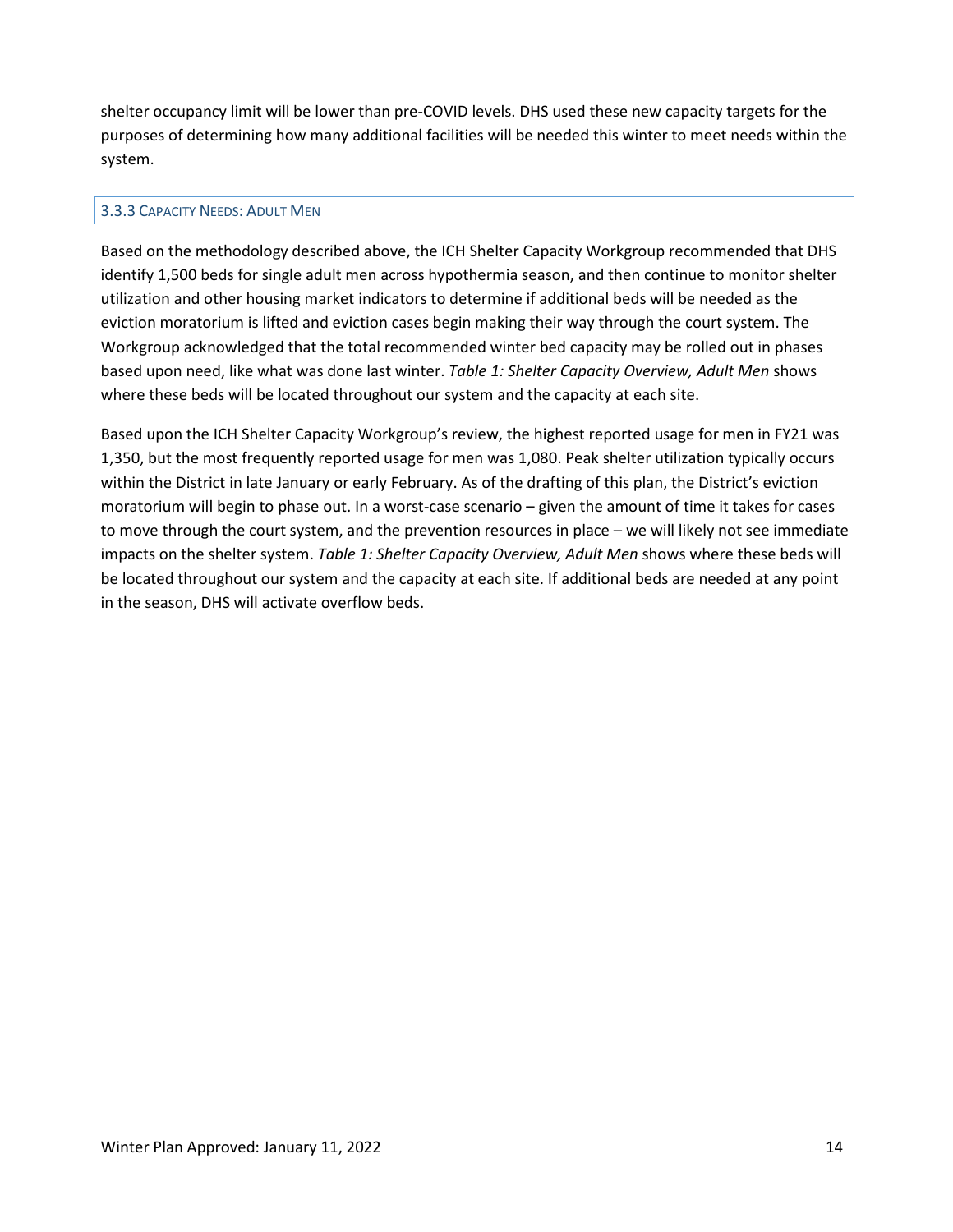shelter occupancy limit will be lower than pre-COVID levels. DHS used these new capacity targets for the purposes of determining how many additional facilities will be needed this winter to meet needs within the system.

### 3.3.3 Capacity Needs: Adult Men

Based on the methodology described above, the ICH Shelter Capacity Workgroup recommended that DHS identify 1,500 beds for single adult men across hypothermia season, and then continue to monitor shelter utilization and other housing market indicators to determine if additional beds will be needed as the eviction moratorium is lifted and eviction cases begin making their way through the court system. The Workgroup acknowledged that the total recommended winter bed capacity may be rolled out in phases based upon need, like what was done last winter. *Table 1: Shelter Capacity Overview, Adult Men* shows where these beds will be located throughout our system and the capacity at each site.

Based upon the ICH Shelter Capacity Workgroup's review, the highest reported usage for men in FY21 was 1,350, but the most frequently reported usage for men was 1,080. Peak shelter utilization typically occurs within the District in late January or early February. As of the drafting of this plan, the District's eviction moratorium will begin to phase out. In a worst-case scenario – given the amount of time it takes for cases to move through the court system, and the prevention resources in place – we will likely not see immediate impacts on the shelter system. *Table 1: Shelter Capacity Overview, Adult Men* shows where these beds will be located throughout our system and the capacity at each site. If additional beds are needed at any point in the season, DHS will activate overflow beds.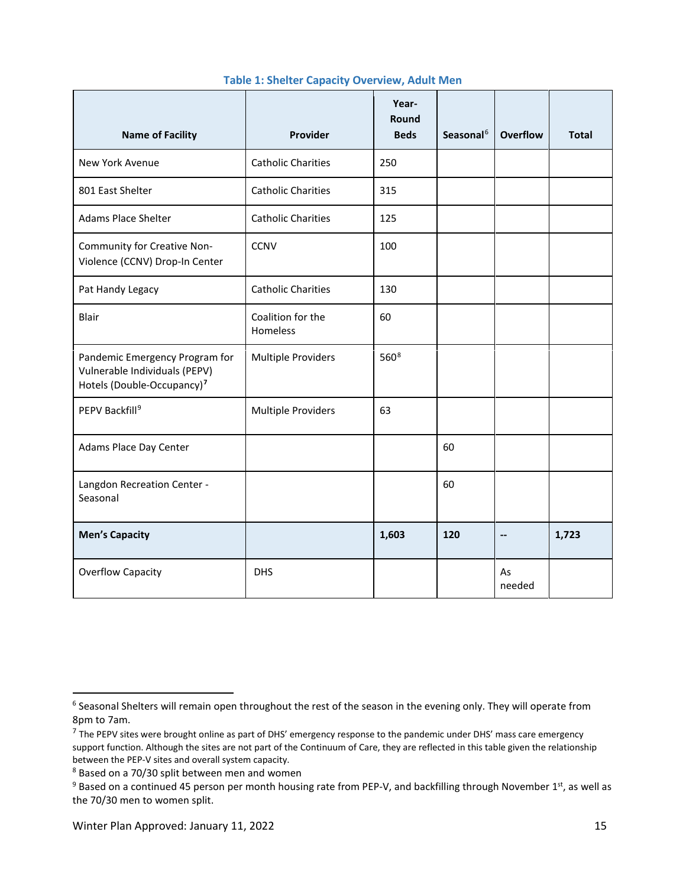### Table 1: Shelter Capacity Overview, Adult Men

| Name of Facility | Provider | Year-Round Beds | Seasonal[6] | Overflow | Total |
|---|---|---|---|---|---|
| New York Avenue | Catholic Charities | 250 | | | |
| 801 East Shelter | Catholic Charities | 315 | | | |
| Adams Place Shelter | Catholic Charities | 125 | | | |
| Community for Creative Non-Violence (CCNV) Drop-In Center | CCNV | 100 | | | |
| Pat Handy Legacy | Catholic Charities | 130 | | | |
| Blair | Coalition for the Homeless | 60 | | | |
| Pandemic Emergency Program for Vulnerable Individuals (PEPV) Hotels (Double-Occupancy)[7] | Multiple Providers | 560[8] | | | |
| PEPV Backfill[9] | Multiple Providers | 63 | | | |
| Adams Place Day Center | | | 60 | | |
| Langdon Recreation Center - Seasonal | | | 60 | | |
| **Men's Capacity** | | **1,603** | **120** | **--** | **1,723** |
| Overflow Capacity | DHS | | | As needed | |

---

[6] Seasonal Shelters will remain open throughout the rest of the season in the evening only. They will operate from 8pm to 7am.

[7] The PEPV sites were brought online as part of DHS' emergency response to the pandemic under DHS' mass care emergency support function. Although the sites are not part of the Continuum of Care, they are reflected in this table given the relationship between the PEP-V sites and overall system capacity.

[8] Based on a 70/30 split between men and women

[9] Based on a continued 45 person per month housing rate from PEP-V, and backfilling through November 1st, as well as the 70/30 men to women split.

Winter Plan Approved: January 11, 2022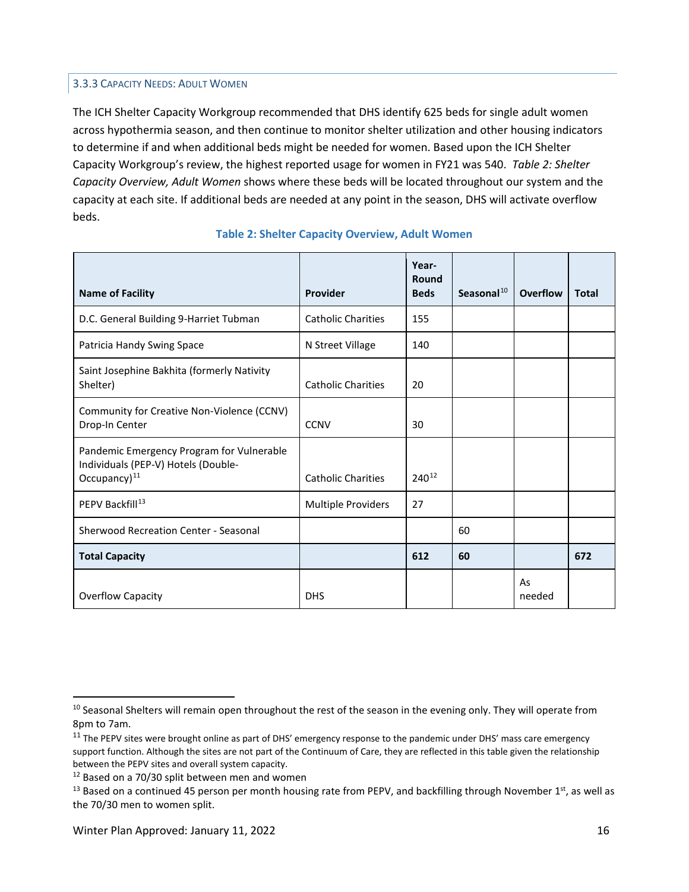### 3.3.3 Capacity Needs: Adult Women

The ICH Shelter Capacity Workgroup recommended that DHS identify 625 beds for single adult women across hypothermia season, and then continue to monitor shelter utilization and other housing indicators to determine if and when additional beds might be needed for women. Based upon the ICH Shelter Capacity Workgroup's review, the highest reported usage for women in FY21 was 540. *Table 2: Shelter Capacity Overview, Adult Women* shows where these beds will be located throughout our system and the capacity at each site. If additional beds are needed at any point in the season, DHS will activate overflow beds.

**Table 2: Shelter Capacity Overview, Adult Women**

| Name of Facility | Provider | Year-Round Beds | Seasonal[10] | Overflow | Total |
|---|---|---|---|---|---|
| D.C. General Building 9-Harriet Tubman | Catholic Charities | 155 | | | |
| Patricia Handy Swing Space | N Street Village | 140 | | | |
| Saint Josephine Bakhita (formerly Nativity Shelter) | Catholic Charities | 20 | | | |
| Community for Creative Non-Violence (CCNV) Drop-In Center | CCNV | 30 | | | |
| Pandemic Emergency Program for Vulnerable Individuals (PEP-V) Hotels (Double-Occupancy)[11] | Catholic Charities | 240[12] | | | |
| PEPV Backfill[13] | Multiple Providers | 27 | | | |
| Sherwood Recreation Center - Seasonal | | | 60 | | |
| **Total Capacity** | | **612** | **60** | | **672** |
| Overflow Capacity | DHS | | | As needed | |

[10] Seasonal Shelters will remain open throughout the rest of the season in the evening only. They will operate from 8pm to 7am.

[11] The PEPV sites were brought online as part of DHS' emergency response to the pandemic under DHS' mass care emergency support function. Although the sites are not part of the Continuum of Care, they are reflected in this table given the relationship between the PEPV sites and overall system capacity.

[12] Based on a 70/30 split between men and women

[13] Based on a continued 45 person per month housing rate from PEPV, and backfilling through November 1st, as well as the 70/30 men to women split.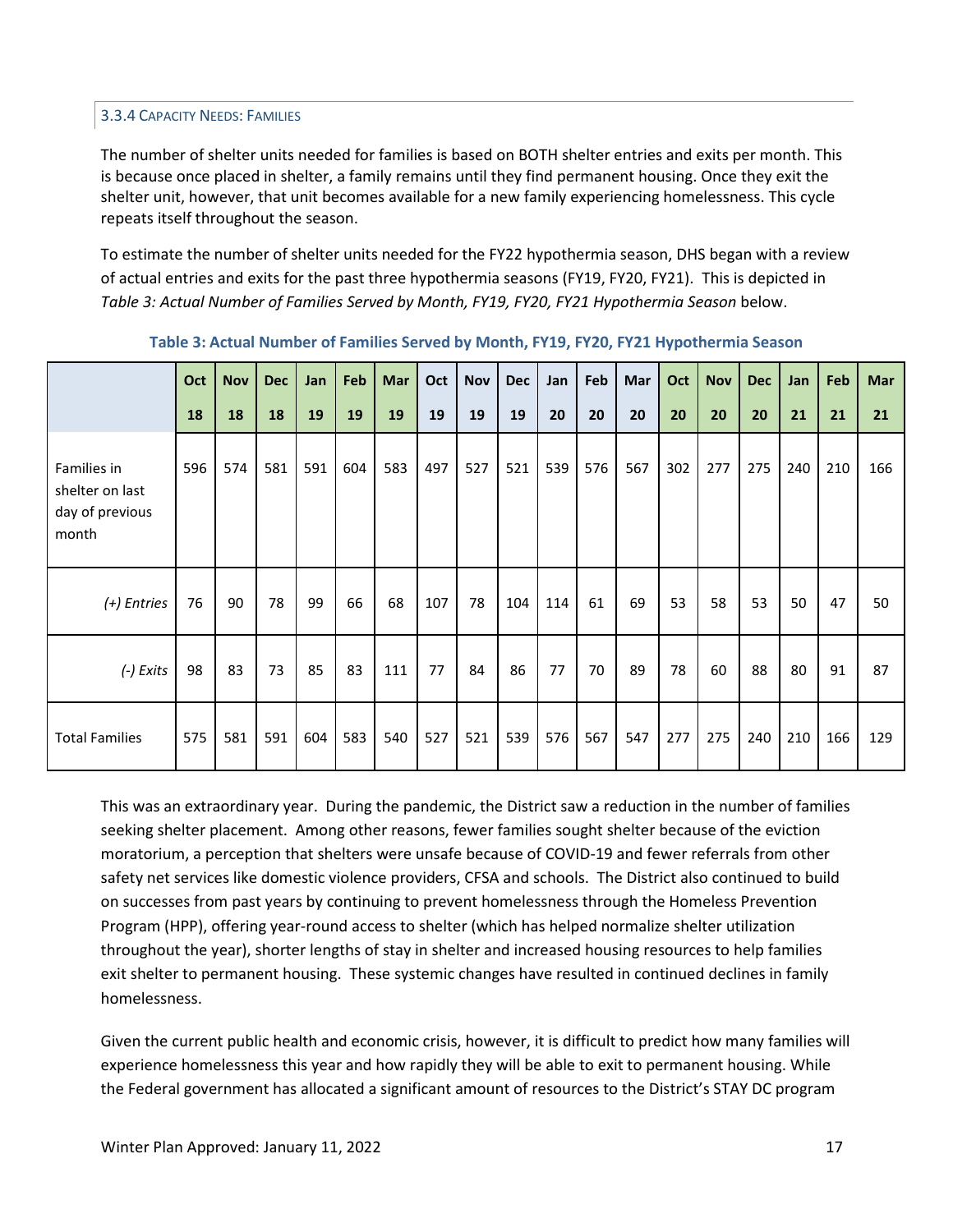### 3.3.4 Capacity Needs: Families

The number of shelter units needed for families is based on BOTH shelter entries and exits per month. This is because once placed in shelter, a family remains until they find permanent housing. Once they exit the shelter unit, however, that unit becomes available for a new family experiencing homelessness. This cycle repeats itself throughout the season.

To estimate the number of shelter units needed for the FY22 hypothermia season, DHS began with a review of actual entries and exits for the past three hypothermia seasons (FY19, FY20, FY21). This is depicted in *Table 3: Actual Number of Families Served by Month, FY19, FY20, FY21 Hypothermia Season* below.

**Table 3: Actual Number of Families Served by Month, FY19, FY20, FY21 Hypothermia Season**

| | Oct 18 | Nov 18 | Dec 18 | Jan 19 | Feb 19 | Mar 19 | Oct 19 | Nov 19 | Dec 19 | Jan 20 | Feb 20 | Mar 20 | Oct 20 | Nov 20 | Dec 20 | Jan 21 | Feb 21 | Mar 21 |
|---|---|---|---|---|---|---|---|---|---|---|---|---|---|---|---|---|---|---|
| Families in shelter on last day of previous month | 596 | 574 | 581 | 591 | 604 | 583 | 497 | 527 | 521 | 539 | 576 | 567 | 302 | 277 | 275 | 240 | 210 | 166 |
| *(+) Entries* | 76 | 90 | 78 | 99 | 66 | 68 | 107 | 78 | 104 | 114 | 61 | 69 | 53 | 58 | 53 | 50 | 47 | 50 |
| *(-) Exits* | 98 | 83 | 73 | 85 | 83 | 111 | 77 | 84 | 86 | 77 | 70 | 89 | 78 | 60 | 88 | 80 | 91 | 87 |
| Total Families | 575 | 581 | 591 | 604 | 583 | 540 | 527 | 521 | 539 | 576 | 567 | 547 | 277 | 275 | 240 | 210 | 166 | 129 |

This was an extraordinary year. During the pandemic, the District saw a reduction in the number of families seeking shelter placement. Among other reasons, fewer families sought shelter because of the eviction moratorium, a perception that shelters were unsafe because of COVID-19 and fewer referrals from other safety net services like domestic violence providers, CFSA and schools. The District also continued to build on successes from past years by continuing to prevent homelessness through the Homeless Prevention Program (HPP), offering year-round access to shelter (which has helped normalize shelter utilization throughout the year), shorter lengths of stay in shelter and increased housing resources to help families exit shelter to permanent housing. These systemic changes have resulted in continued declines in family homelessness.

Given the current public health and economic crisis, however, it is difficult to predict how many families will experience homelessness this year and how rapidly they will be able to exit to permanent housing. While the Federal government has allocated a significant amount of resources to the District's STAY DC program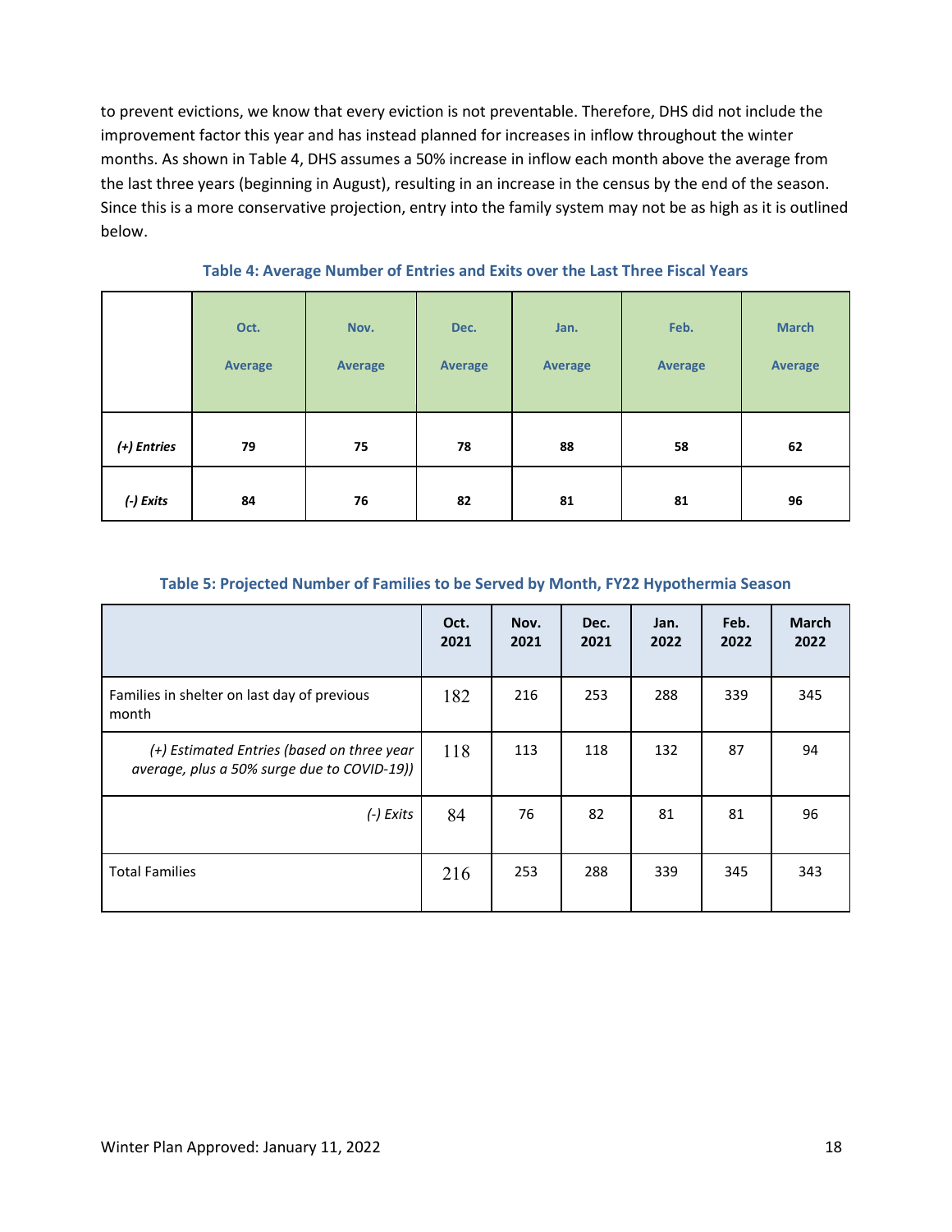to prevent evictions, we know that every eviction is not preventable. Therefore, DHS did not include the improvement factor this year and has instead planned for increases in inflow throughout the winter months. As shown in Table 4, DHS assumes a 50% increase in inflow each month above the average from the last three years (beginning in August), resulting in an increase in the census by the end of the season. Since this is a more conservative projection, entry into the family system may not be as high as it is outlined below.

**Table 4: Average Number of Entries and Exits over the Last Three Fiscal Years**

| | Oct. Average | Nov. Average | Dec. Average | Jan. Average | Feb. Average | March Average |
|---|---|---|---|---|---|---|
| *(+) Entries* | **79** | **75** | **78** | **88** | **58** | **62** |
| *(-) Exits* | **84** | **76** | **82** | **81** | **81** | **96** |

**Table 5: Projected Number of Families to be Served by Month, FY22 Hypothermia Season**

| | Oct. 2021 | Nov. 2021 | Dec. 2021 | Jan. 2022 | Feb. 2022 | March 2022 |
|---|---|---|---|---|---|---|
| Families in shelter on last day of previous month | 182 | 216 | 253 | 288 | 339 | 345 |
| *(+) Estimated Entries (based on three year average, plus a 50% surge due to COVID-19))* | 118 | 113 | 118 | 132 | 87 | 94 |
| *(-) Exits* | 84 | 76 | 82 | 81 | 81 | 96 |
| Total Families | 216 | 253 | 288 | 339 | 345 | 343 |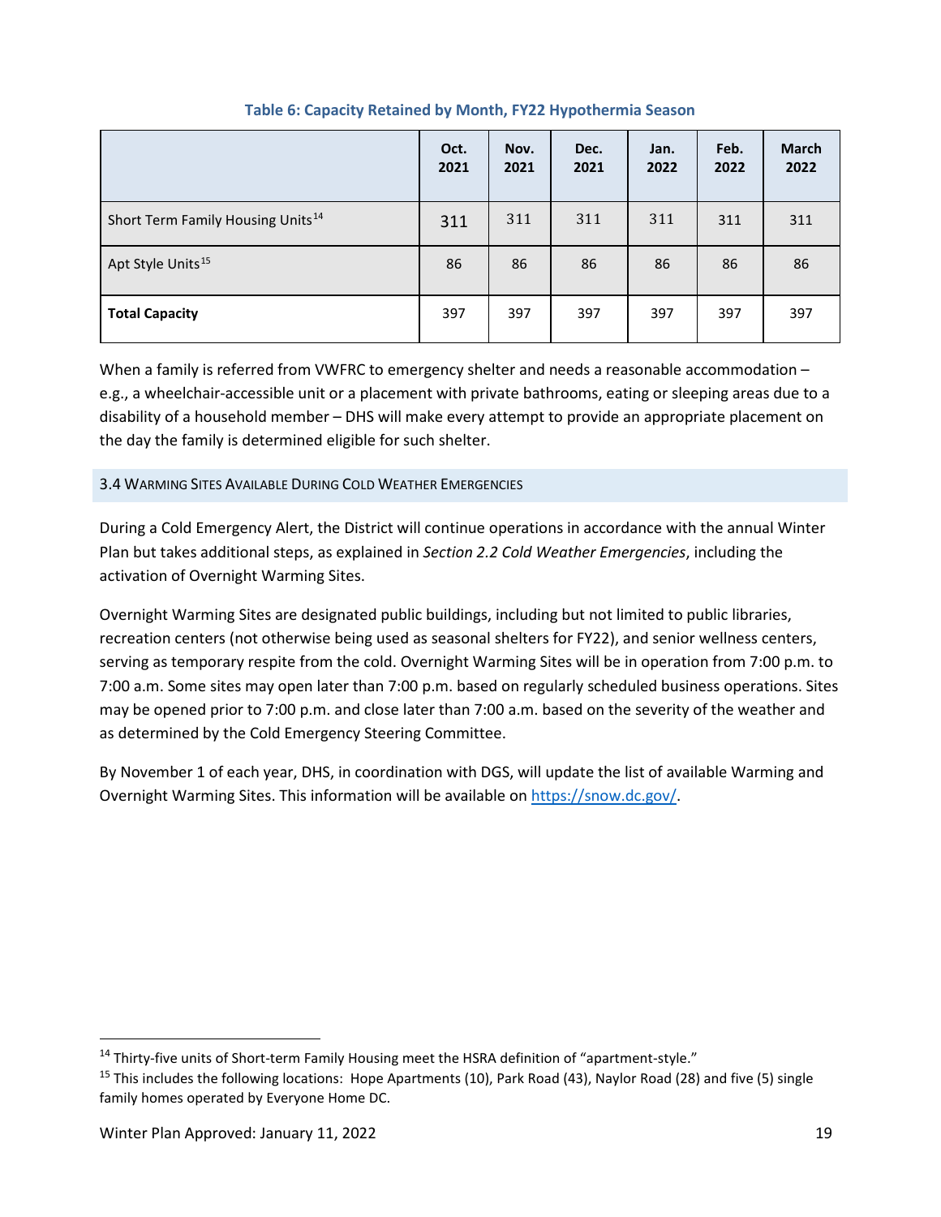**Table 6: Capacity Retained by Month, FY22 Hypothermia Season**

| | Oct. 2021 | Nov. 2021 | Dec. 2021 | Jan. 2022 | Feb. 2022 | March 2022 |
|---|---|---|---|---|---|---|
| Short Term Family Housing Units[14] | 311 | 311 | 311 | 311 | 311 | 311 |
| Apt Style Units[15] | 86 | 86 | 86 | 86 | 86 | 86 |
| **Total Capacity** | 397 | 397 | 397 | 397 | 397 | 397 |

When a family is referred from VWFRC to emergency shelter and needs a reasonable accommodation – e.g., a wheelchair-accessible unit or a placement with private bathrooms, eating or sleeping areas due to a disability of a household member – DHS will make every attempt to provide an appropriate placement on the day the family is determined eligible for such shelter.

### 3.4 Warming Sites Available During Cold Weather Emergencies

During a Cold Emergency Alert, the District will continue operations in accordance with the annual Winter Plan but takes additional steps, as explained in *Section 2.2 Cold Weather Emergencies*, including the activation of Overnight Warming Sites.

Overnight Warming Sites are designated public buildings, including but not limited to public libraries, recreation centers (not otherwise being used as seasonal shelters for FY22), and senior wellness centers, serving as temporary respite from the cold. Overnight Warming Sites will be in operation from 7:00 p.m. to 7:00 a.m. Some sites may open later than 7:00 p.m. based on regularly scheduled business operations. Sites may be opened prior to 7:00 p.m. and close later than 7:00 a.m. based on the severity of the weather and as determined by the Cold Emergency Steering Committee.

By November 1 of each year, DHS, in coordination with DGS, will update the list of available Warming and Overnight Warming Sites. This information will be available on https://snow.dc.gov/.

[14] Thirty-five units of Short-term Family Housing meet the HSRA definition of "apartment-style."

[15] This includes the following locations: Hope Apartments (10), Park Road (43), Naylor Road (28) and five (5) single family homes operated by Everyone Home DC.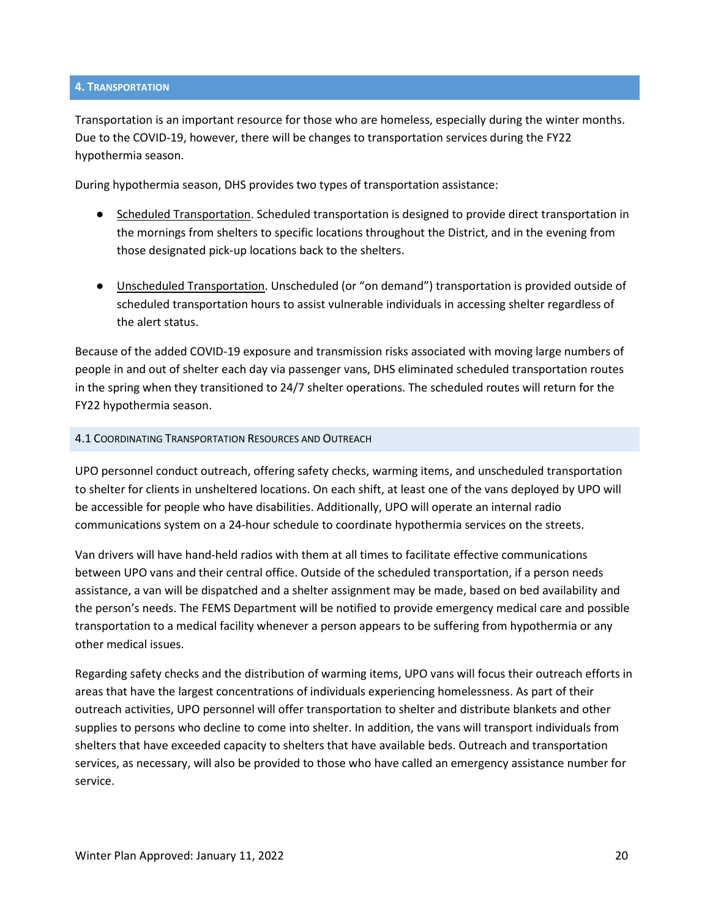## 4. Transportation

Transportation is an important resource for those who are homeless, especially during the winter months. Due to the COVID-19, however, there will be changes to transportation services during the FY22 hypothermia season.

During hypothermia season, DHS provides two types of transportation assistance:

- Scheduled Transportation. Scheduled transportation is designed to provide direct transportation in the mornings from shelters to specific locations throughout the District, and in the evening from those designated pick-up locations back to the shelters.

- Unscheduled Transportation. Unscheduled (or "on demand") transportation is provided outside of scheduled transportation hours to assist vulnerable individuals in accessing shelter regardless of the alert status.

Because of the added COVID-19 exposure and transmission risks associated with moving large numbers of people in and out of shelter each day via passenger vans, DHS eliminated scheduled transportation routes in the spring when they transitioned to 24/7 shelter operations. The scheduled routes will return for the FY22 hypothermia season.

### 4.1 Coordinating Transportation Resources and Outreach

UPO personnel conduct outreach, offering safety checks, warming items, and unscheduled transportation to shelter for clients in unsheltered locations. On each shift, at least one of the vans deployed by UPO will be accessible for people who have disabilities. Additionally, UPO will operate an internal radio communications system on a 24-hour schedule to coordinate hypothermia services on the streets.

Van drivers will have hand-held radios with them at all times to facilitate effective communications between UPO vans and their central office. Outside of the scheduled transportation, if a person needs assistance, a van will be dispatched and a shelter assignment may be made, based on bed availability and the person's needs. The FEMS Department will be notified to provide emergency medical care and possible transportation to a medical facility whenever a person appears to be suffering from hypothermia or any other medical issues.

Regarding safety checks and the distribution of warming items, UPO vans will focus their outreach efforts in areas that have the largest concentrations of individuals experiencing homelessness. As part of their outreach activities, UPO personnel will offer transportation to shelter and distribute blankets and other supplies to persons who decline to come into shelter. In addition, the vans will transport individuals from shelters that have exceeded capacity to shelters that have available beds. Outreach and transportation services, as necessary, will also be provided to those who have called an emergency assistance number for service.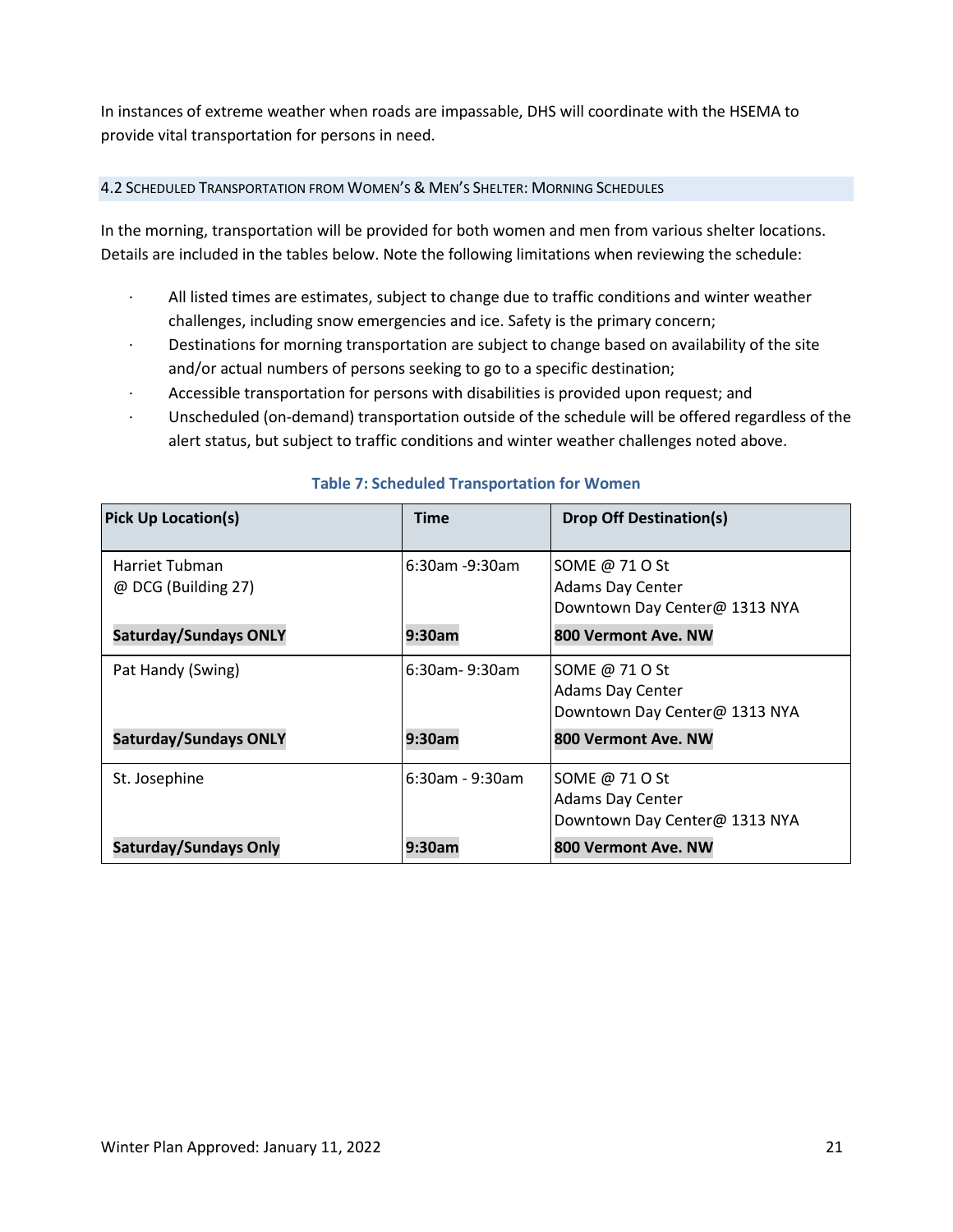In instances of extreme weather when roads are impassable, DHS will coordinate with the HSEMA to provide vital transportation for persons in need.

### 4.2 Scheduled Transportation from Women's & Men's Shelter: Morning Schedules

In the morning, transportation will be provided for both women and men from various shelter locations. Details are included in the tables below. Note the following limitations when reviewing the schedule:

- All listed times are estimates, subject to change due to traffic conditions and winter weather challenges, including snow emergencies and ice. Safety is the primary concern;
- Destinations for morning transportation are subject to change based on availability of the site and/or actual numbers of persons seeking to go to a specific destination;
- Accessible transportation for persons with disabilities is provided upon request; and
- Unscheduled (on-demand) transportation outside of the schedule will be offered regardless of the alert status, but subject to traffic conditions and winter weather challenges noted above.

**Table 7: Scheduled Transportation for Women**

| Pick Up Location(s) | Time | Drop Off Destination(s) |
|---|---|---|
| Harriet Tubman @ DCG (Building 27) | 6:30am -9:30am | SOME @ 71 O St<br>Adams Day Center<br>Downtown Day Center@ 1313 NYA |
| **Saturday/Sundays ONLY** | **9:30am** | **800 Vermont Ave. NW** |
| Pat Handy (Swing) | 6:30am- 9:30am | SOME @ 71 O St<br>Adams Day Center<br>Downtown Day Center@ 1313 NYA |
| **Saturday/Sundays ONLY** | **9:30am** | **800 Vermont Ave. NW** |
| St. Josephine | 6:30am - 9:30am | SOME @ 71 O St<br>Adams Day Center<br>Downtown Day Center@ 1313 NYA |
| **Saturday/Sundays Only** | **9:30am** | **800 Vermont Ave. NW** |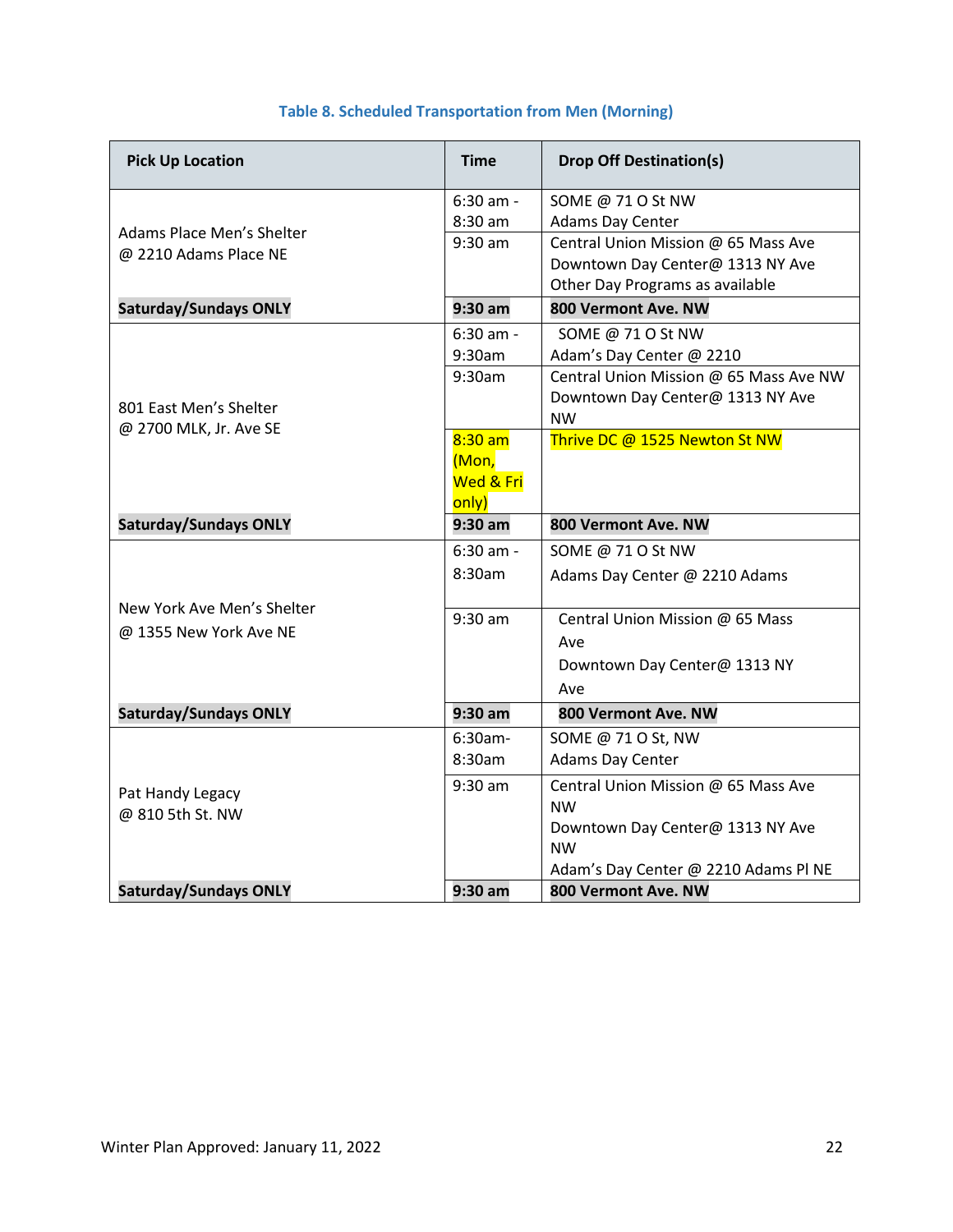### Table 8. Scheduled Transportation from Men (Morning)

| Pick Up Location | Time | Drop Off Destination(s) |
| --- | --- | --- |
| Adams Place Men's Shelter @ 2210 Adams Place NE | 6:30 am - 8:30 am | SOME @ 71 O St NW<br>Adams Day Center |
| | 9:30 am | Central Union Mission @ 65 Mass Ave<br>Downtown Day Center@ 1313 NY Ave<br>Other Day Programs as available |
| **Saturday/Sundays ONLY** | **9:30 am** | **800 Vermont Ave. NW** |
| 801 East Men's Shelter @ 2700 MLK, Jr. Ave SE | 6:30 am - 9:30am | SOME @ 71 O St NW<br>Adam's Day Center @ 2210 |
| | 9:30am | Central Union Mission @ 65 Mass Ave NW<br>Downtown Day Center@ 1313 NY Ave NW |
| | 8:30 am (Mon, Wed & Fri only) | Thrive DC @ 1525 Newton St NW |
| **Saturday/Sundays ONLY** | **9:30 am** | **800 Vermont Ave. NW** |
| New York Ave Men's Shelter @ 1355 New York Ave NE | 6:30 am - 8:30am | SOME @ 71 O St NW<br>Adams Day Center @ 2210 Adams |
| | 9:30 am | Central Union Mission @ 65 Mass Ave<br>Downtown Day Center@ 1313 NY Ave |
| **Saturday/Sundays ONLY** | **9:30 am** | **800 Vermont Ave. NW** |
| Pat Handy Legacy @ 810 5th St. NW | 6:30am- 8:30am | SOME @ 71 O St, NW<br>Adams Day Center |
| | 9:30 am | Central Union Mission @ 65 Mass Ave NW<br>Downtown Day Center@ 1313 NY Ave NW<br>Adam's Day Center @ 2210 Adams Pl NE |
| **Saturday/Sundays ONLY** | **9:30 am** | **800 Vermont Ave. NW** |

Winter Plan Approved: January 11, 2022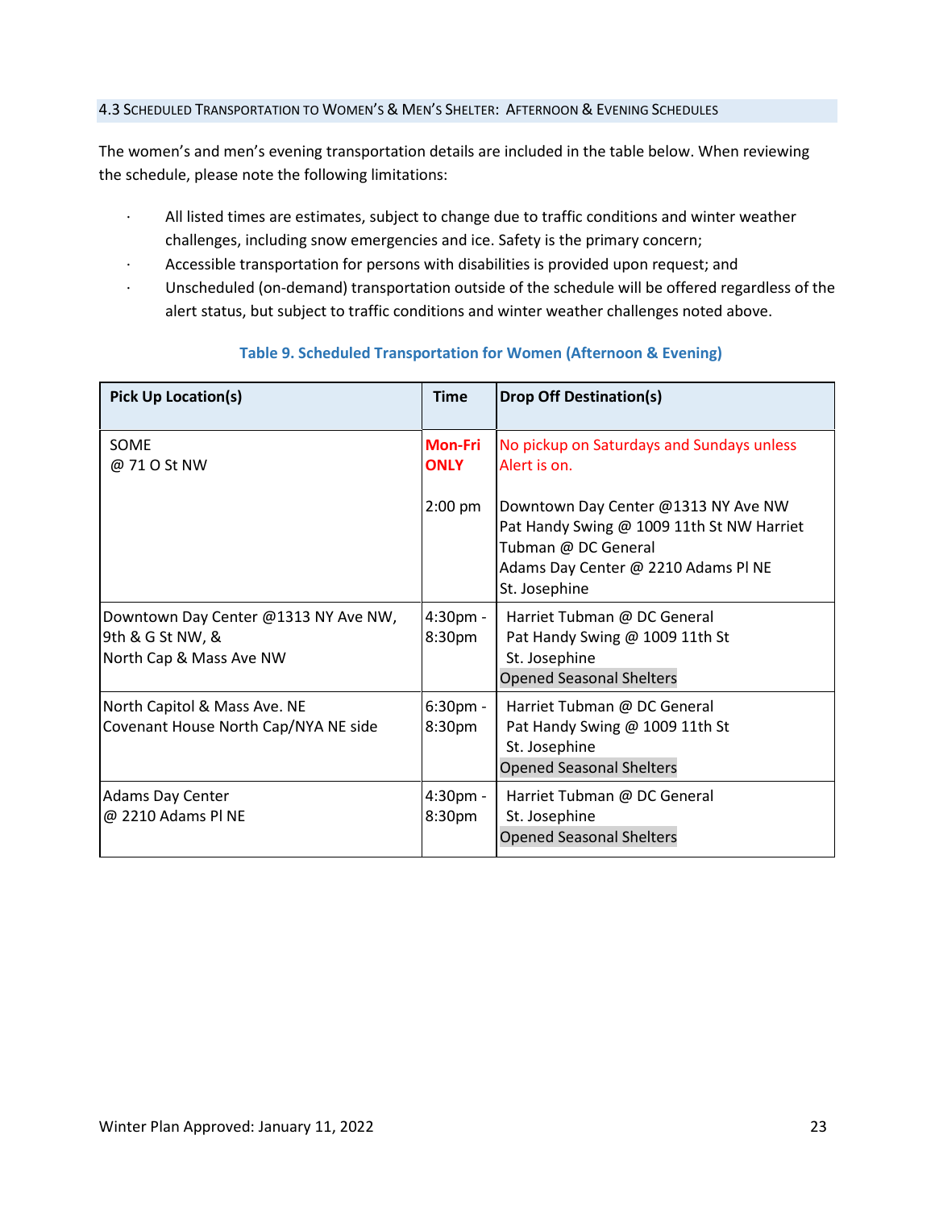### 4.3 Scheduled Transportation to Women's & Men's Shelter: Afternoon & Evening Schedules

The women's and men's evening transportation details are included in the table below. When reviewing the schedule, please note the following limitations:

- All listed times are estimates, subject to change due to traffic conditions and winter weather challenges, including snow emergencies and ice. Safety is the primary concern;
- Accessible transportation for persons with disabilities is provided upon request; and
- Unscheduled (on-demand) transportation outside of the schedule will be offered regardless of the alert status, but subject to traffic conditions and winter weather challenges noted above.

**Table 9. Scheduled Transportation for Women (Afternoon & Evening)**

| Pick Up Location(s) | Time | Drop Off Destination(s) |
|---|---|---|
| SOME<br>@ 71 O St NW | **Mon-Fri ONLY**<br><br>2:00 pm | No pickup on Saturdays and Sundays unless Alert is on.<br><br>Downtown Day Center @1313 NY Ave NW<br>Pat Handy Swing @ 1009 11th St NW Harriet Tubman @ DC General<br>Adams Day Center @ 2210 Adams Pl NE<br>St. Josephine |
| Downtown Day Center @1313 NY Ave NW,<br>9th & G St NW, &<br>North Cap & Mass Ave NW | 4:30pm - 8:30pm | Harriet Tubman @ DC General<br>Pat Handy Swing @ 1009 11th St<br>St. Josephine<br>Opened Seasonal Shelters |
| North Capitol & Mass Ave. NE<br>Covenant House North Cap/NYA NE side | 6:30pm - 8:30pm | Harriet Tubman @ DC General<br>Pat Handy Swing @ 1009 11th St<br>St. Josephine<br>Opened Seasonal Shelters |
| Adams Day Center<br>@ 2210 Adams Pl NE | 4:30pm - 8:30pm | Harriet Tubman @ DC General<br>St. Josephine<br>Opened Seasonal Shelters |

Winter Plan Approved: January 11, 2022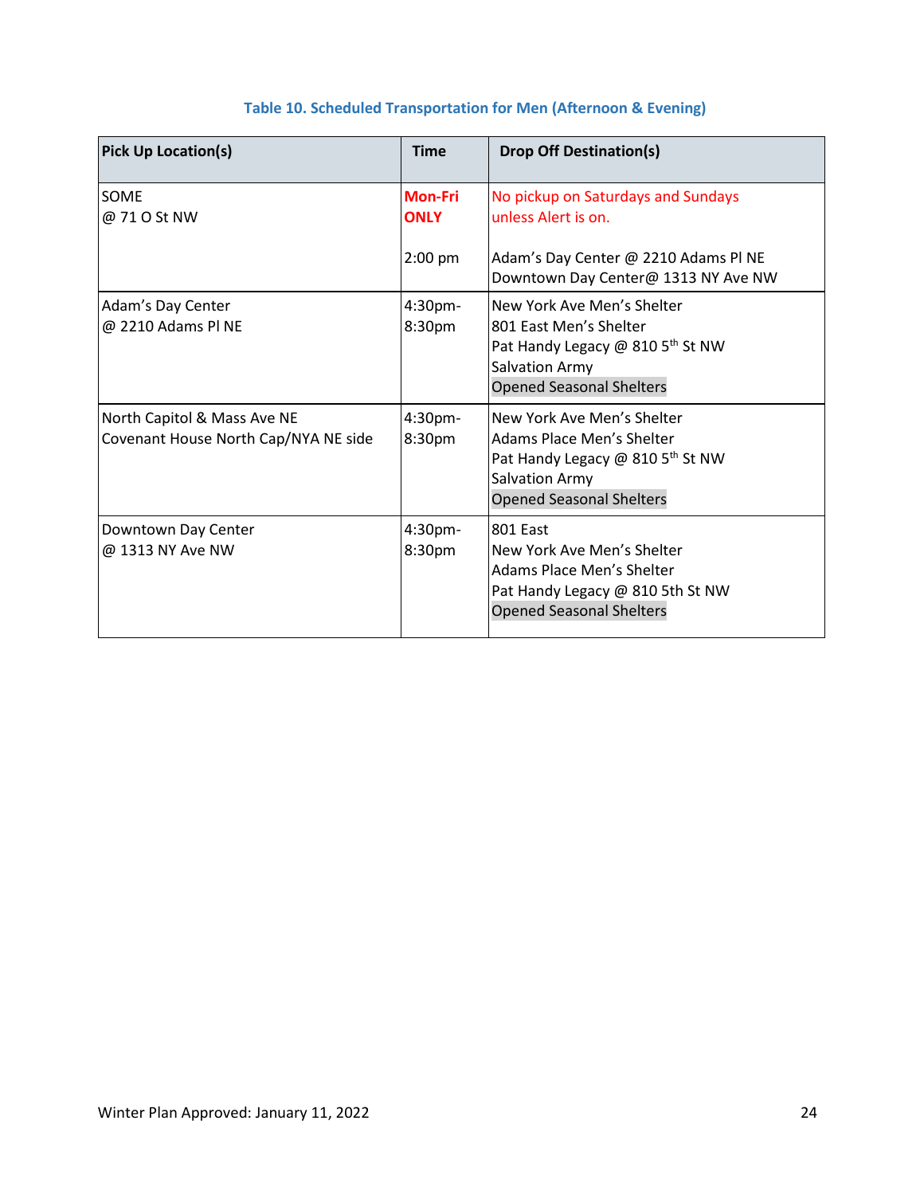### Table 10. Scheduled Transportation for Men (Afternoon & Evening)

| Pick Up Location(s) | Time | Drop Off Destination(s) |
|---|---|---|
| SOME<br>@ 71 O St NW | **Mon-Fri ONLY**<br><br>2:00 pm | No pickup on Saturdays and Sundays unless Alert is on.<br><br>Adam's Day Center @ 2210 Adams Pl NE<br>Downtown Day Center@ 1313 NY Ave NW |
| Adam's Day Center<br>@ 2210 Adams Pl NE | 4:30pm-8:30pm | New York Ave Men's Shelter<br>801 East Men's Shelter<br>Pat Handy Legacy @ 810 5th St NW<br>Salvation Army<br>Opened Seasonal Shelters |
| North Capitol & Mass Ave NE<br>Covenant House North Cap/NYA NE side | 4:30pm-8:30pm | New York Ave Men's Shelter<br>Adams Place Men's Shelter<br>Pat Handy Legacy @ 810 5th St NW<br>Salvation Army<br>Opened Seasonal Shelters |
| Downtown Day Center<br>@ 1313 NY Ave NW | 4:30pm-8:30pm | 801 East<br>New York Ave Men's Shelter<br>Adams Place Men's Shelter<br>Pat Handy Legacy @ 810 5th St NW<br>Opened Seasonal Shelters |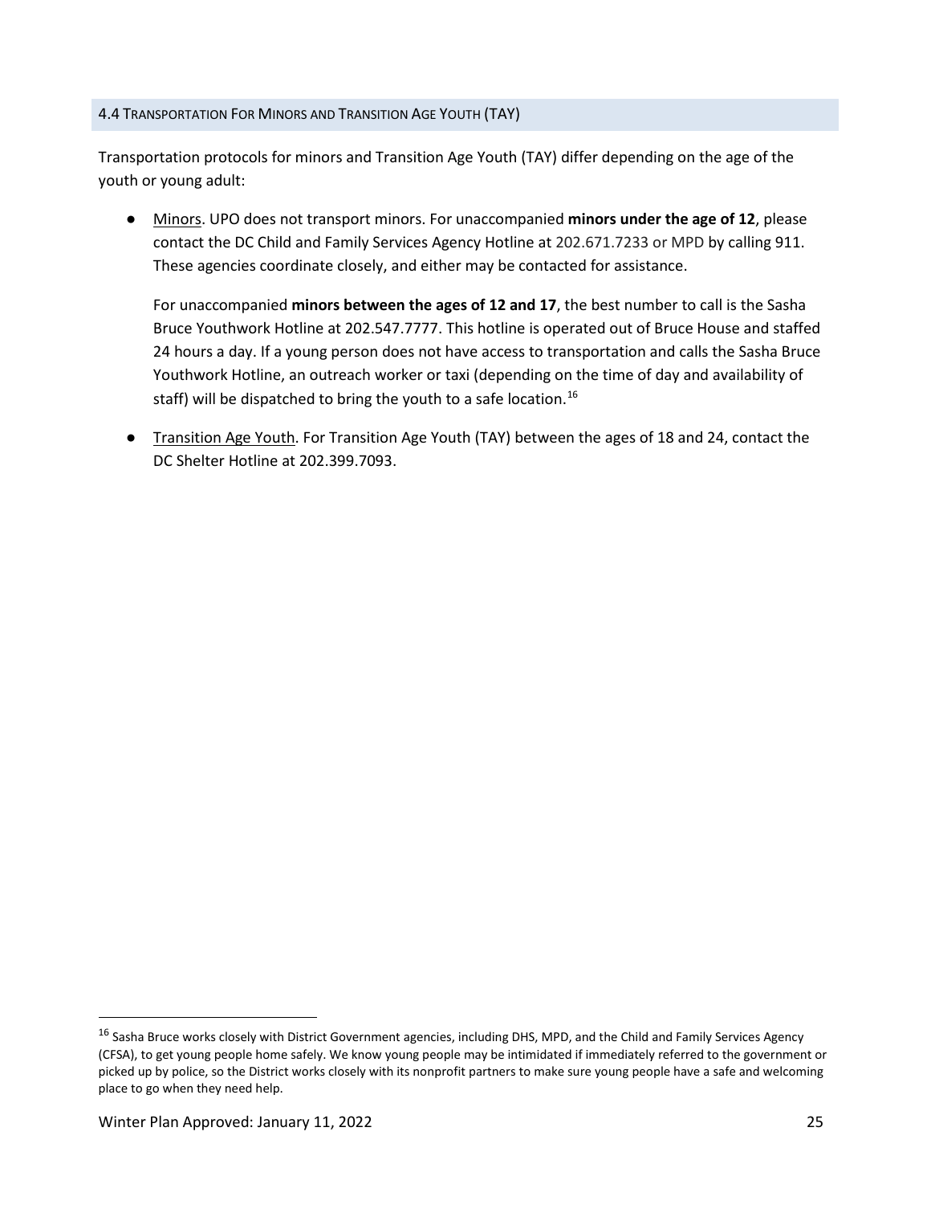### 4.4 Transportation For Minors and Transition Age Youth (TAY)

Transportation protocols for minors and Transition Age Youth (TAY) differ depending on the age of the youth or young adult:

- Minors. UPO does not transport minors. For unaccompanied **minors under the age of 12**, please contact the DC Child and Family Services Agency Hotline at 202.671.7233 or MPD by calling 911. These agencies coordinate closely, and either may be contacted for assistance.

  For unaccompanied **minors between the ages of 12 and 17**, the best number to call is the Sasha Bruce Youthwork Hotline at 202.547.7777. This hotline is operated out of Bruce House and staffed 24 hours a day. If a young person does not have access to transportation and calls the Sasha Bruce Youthwork Hotline, an outreach worker or taxi (depending on the time of day and availability of staff) will be dispatched to bring the youth to a safe location.[16]

- Transition Age Youth. For Transition Age Youth (TAY) between the ages of 18 and 24, contact the DC Shelter Hotline at 202.399.7093.

[16] Sasha Bruce works closely with District Government agencies, including DHS, MPD, and the Child and Family Services Agency (CFSA), to get young people home safely. We know young people may be intimidated if immediately referred to the government or picked up by police, so the District works closely with its nonprofit partners to make sure young people have a safe and welcoming place to go when they need help.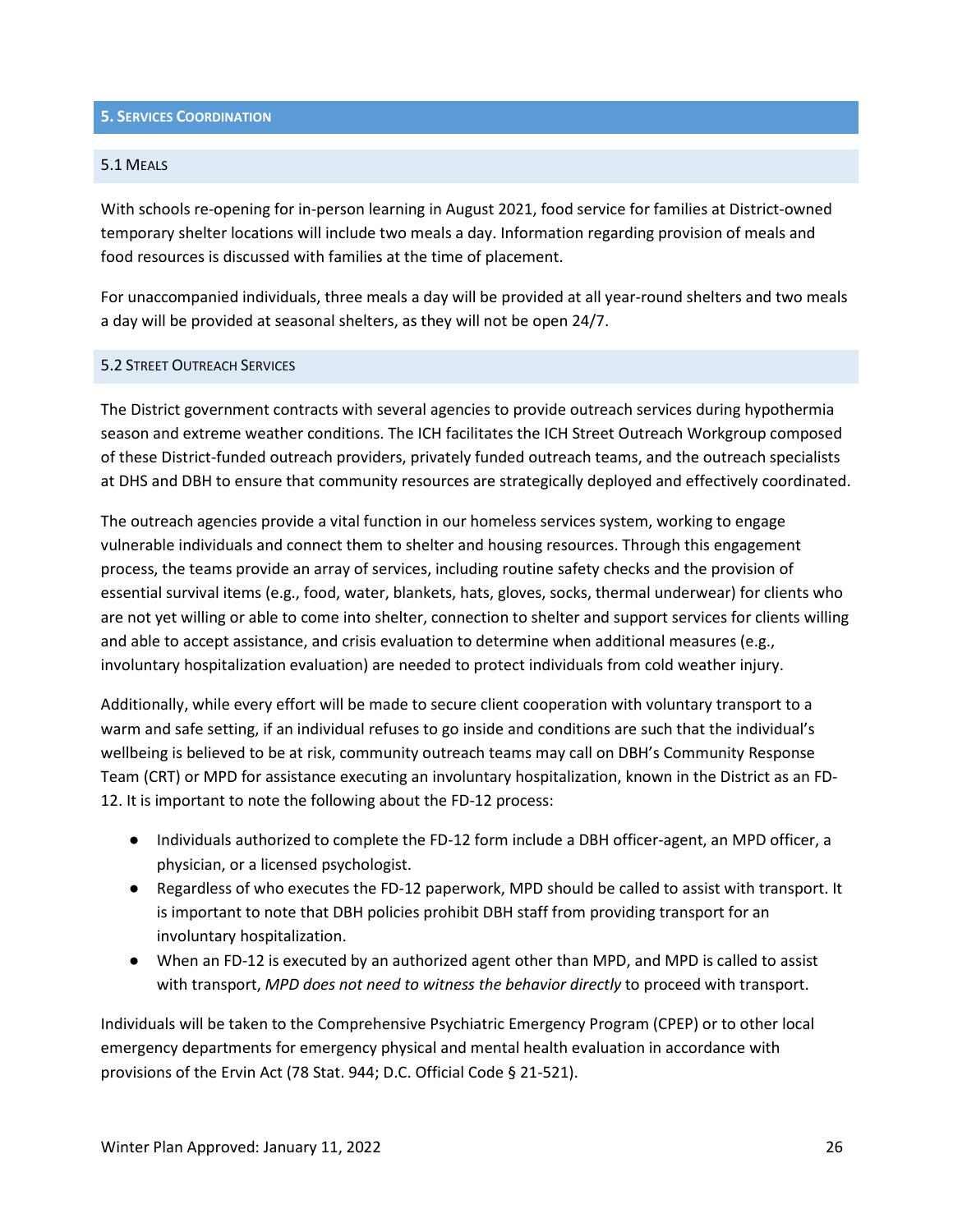## 5. Services Coordination

### 5.1 Meals

With schools re-opening for in-person learning in August 2021, food service for families at District-owned temporary shelter locations will include two meals a day. Information regarding provision of meals and food resources is discussed with families at the time of placement.

For unaccompanied individuals, three meals a day will be provided at all year-round shelters and two meals a day will be provided at seasonal shelters, as they will not be open 24/7.

### 5.2 Street Outreach Services

The District government contracts with several agencies to provide outreach services during hypothermia season and extreme weather conditions. The ICH facilitates the ICH Street Outreach Workgroup composed of these District-funded outreach providers, privately funded outreach teams, and the outreach specialists at DHS and DBH to ensure that community resources are strategically deployed and effectively coordinated.

The outreach agencies provide a vital function in our homeless services system, working to engage vulnerable individuals and connect them to shelter and housing resources. Through this engagement process, the teams provide an array of services, including routine safety checks and the provision of essential survival items (e.g., food, water, blankets, hats, gloves, socks, thermal underwear) for clients who are not yet willing or able to come into shelter, connection to shelter and support services for clients willing and able to accept assistance, and crisis evaluation to determine when additional measures (e.g., involuntary hospitalization evaluation) are needed to protect individuals from cold weather injury.

Additionally, while every effort will be made to secure client cooperation with voluntary transport to a warm and safe setting, if an individual refuses to go inside and conditions are such that the individual's wellbeing is believed to be at risk, community outreach teams may call on DBH's Community Response Team (CRT) or MPD for assistance executing an involuntary hospitalization, known in the District as an FD-12. It is important to note the following about the FD-12 process:

- Individuals authorized to complete the FD-12 form include a DBH officer-agent, an MPD officer, a physician, or a licensed psychologist.
- Regardless of who executes the FD-12 paperwork, MPD should be called to assist with transport. It is important to note that DBH policies prohibit DBH staff from providing transport for an involuntary hospitalization.
- When an FD-12 is executed by an authorized agent other than MPD, and MPD is called to assist with transport, *MPD does not need to witness the behavior directly* to proceed with transport.

Individuals will be taken to the Comprehensive Psychiatric Emergency Program (CPEP) or to other local emergency departments for emergency physical and mental health evaluation in accordance with provisions of the Ervin Act (78 Stat. 944; D.C. Official Code § 21-521).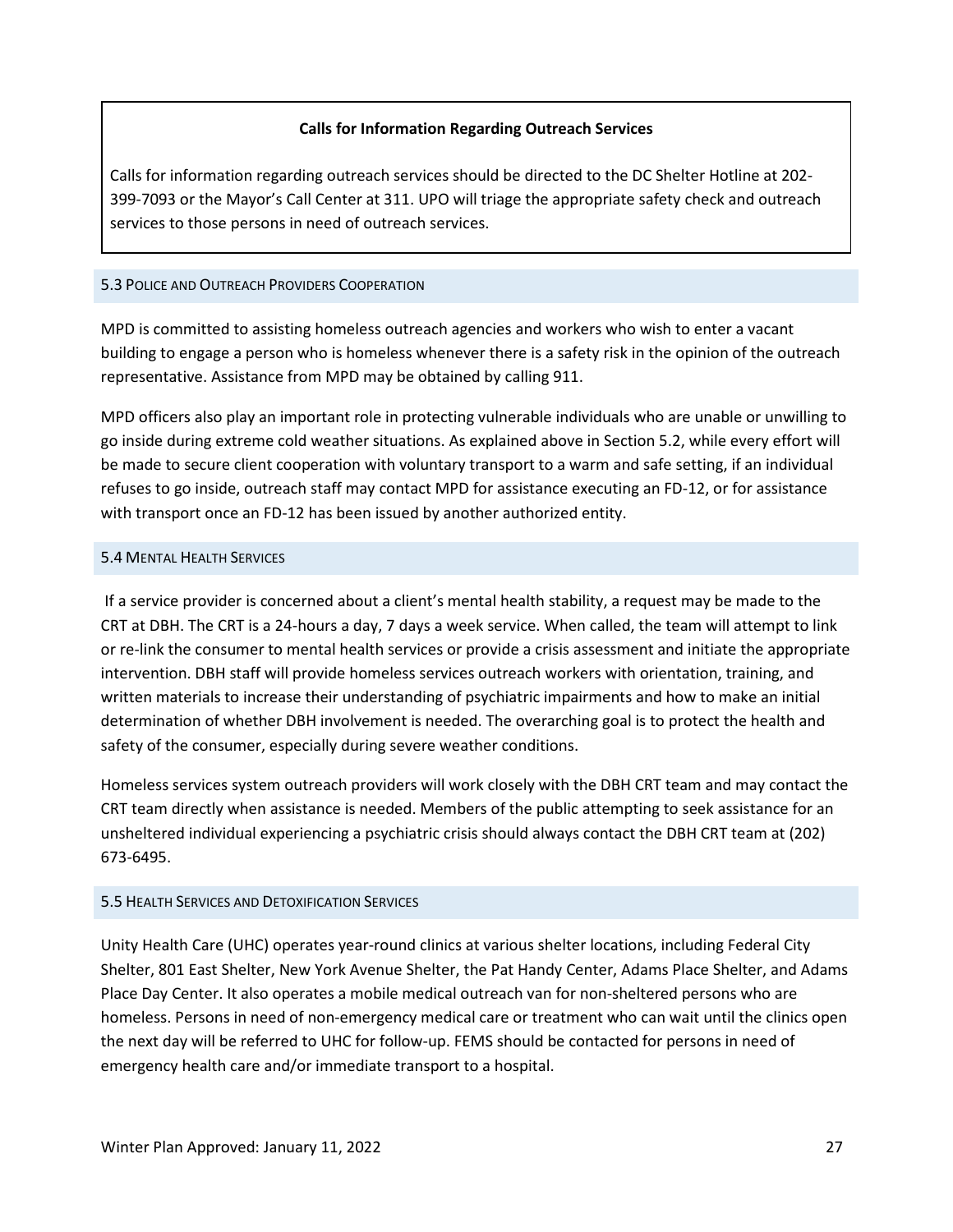**Calls for Information Regarding Outreach Services**

Calls for information regarding outreach services should be directed to the DC Shelter Hotline at 202-399-7093 or the Mayor's Call Center at 311. UPO will triage the appropriate safety check and outreach services to those persons in need of outreach services.

### 5.3 Police and Outreach Providers Cooperation

MPD is committed to assisting homeless outreach agencies and workers who wish to enter a vacant building to engage a person who is homeless whenever there is a safety risk in the opinion of the outreach representative. Assistance from MPD may be obtained by calling 911.

MPD officers also play an important role in protecting vulnerable individuals who are unable or unwilling to go inside during extreme cold weather situations. As explained above in Section 5.2, while every effort will be made to secure client cooperation with voluntary transport to a warm and safe setting, if an individual refuses to go inside, outreach staff may contact MPD for assistance executing an FD-12, or for assistance with transport once an FD-12 has been issued by another authorized entity.

### 5.4 Mental Health Services

If a service provider is concerned about a client's mental health stability, a request may be made to the CRT at DBH. The CRT is a 24-hours a day, 7 days a week service. When called, the team will attempt to link or re-link the consumer to mental health services or provide a crisis assessment and initiate the appropriate intervention. DBH staff will provide homeless services outreach workers with orientation, training, and written materials to increase their understanding of psychiatric impairments and how to make an initial determination of whether DBH involvement is needed. The overarching goal is to protect the health and safety of the consumer, especially during severe weather conditions.

Homeless services system outreach providers will work closely with the DBH CRT team and may contact the CRT team directly when assistance is needed. Members of the public attempting to seek assistance for an unsheltered individual experiencing a psychiatric crisis should always contact the DBH CRT team at (202) 673-6495.

### 5.5 Health Services and Detoxification Services

Unity Health Care (UHC) operates year-round clinics at various shelter locations, including Federal City Shelter, 801 East Shelter, New York Avenue Shelter, the Pat Handy Center, Adams Place Shelter, and Adams Place Day Center. It also operates a mobile medical outreach van for non-sheltered persons who are homeless. Persons in need of non-emergency medical care or treatment who can wait until the clinics open the next day will be referred to UHC for follow-up. FEMS should be contacted for persons in need of emergency health care and/or immediate transport to a hospital.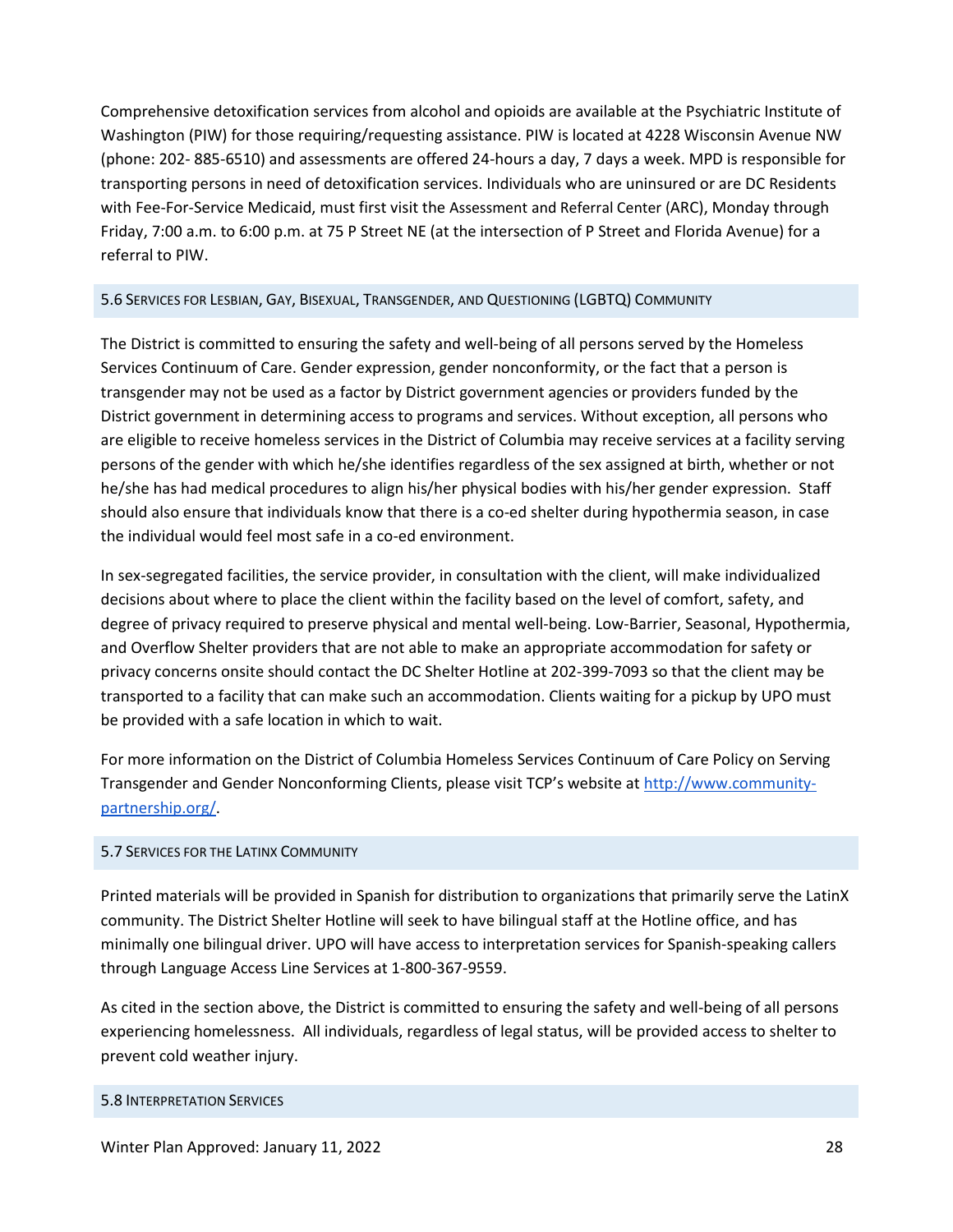Comprehensive detoxification services from alcohol and opioids are available at the Psychiatric Institute of Washington (PIW) for those requiring/requesting assistance. PIW is located at 4228 Wisconsin Avenue NW (phone: 202- 885-6510) and assessments are offered 24-hours a day, 7 days a week. MPD is responsible for transporting persons in need of detoxification services. Individuals who are uninsured or are DC Residents with Fee-For-Service Medicaid, must first visit the Assessment and Referral Center (ARC), Monday through Friday, 7:00 a.m. to 6:00 p.m. at 75 P Street NE (at the intersection of P Street and Florida Avenue) for a referral to PIW.

### 5.6 Services for Lesbian, Gay, Bisexual, Transgender, and Questioning (LGBTQ) Community

The District is committed to ensuring the safety and well-being of all persons served by the Homeless Services Continuum of Care. Gender expression, gender nonconformity, or the fact that a person is transgender may not be used as a factor by District government agencies or providers funded by the District government in determining access to programs and services. Without exception, all persons who are eligible to receive homeless services in the District of Columbia may receive services at a facility serving persons of the gender with which he/she identifies regardless of the sex assigned at birth, whether or not he/she has had medical procedures to align his/her physical bodies with his/her gender expression. Staff should also ensure that individuals know that there is a co-ed shelter during hypothermia season, in case the individual would feel most safe in a co-ed environment.

In sex-segregated facilities, the service provider, in consultation with the client, will make individualized decisions about where to place the client within the facility based on the level of comfort, safety, and degree of privacy required to preserve physical and mental well-being. Low-Barrier, Seasonal, Hypothermia, and Overflow Shelter providers that are not able to make an appropriate accommodation for safety or privacy concerns onsite should contact the DC Shelter Hotline at 202-399-7093 so that the client may be transported to a facility that can make such an accommodation. Clients waiting for a pickup by UPO must be provided with a safe location in which to wait.

For more information on the District of Columbia Homeless Services Continuum of Care Policy on Serving Transgender and Gender Nonconforming Clients, please visit TCP's website at [http://www.community-partnership.org/](http://www.community-partnership.org/).

### 5.7 Services for the Latinx Community

Printed materials will be provided in Spanish for distribution to organizations that primarily serve the LatinX community. The District Shelter Hotline will seek to have bilingual staff at the Hotline office, and has minimally one bilingual driver. UPO will have access to interpretation services for Spanish-speaking callers through Language Access Line Services at 1-800-367-9559.

As cited in the section above, the District is committed to ensuring the safety and well-being of all persons experiencing homelessness. All individuals, regardless of legal status, will be provided access to shelter to prevent cold weather injury.

### 5.8 Interpretation Services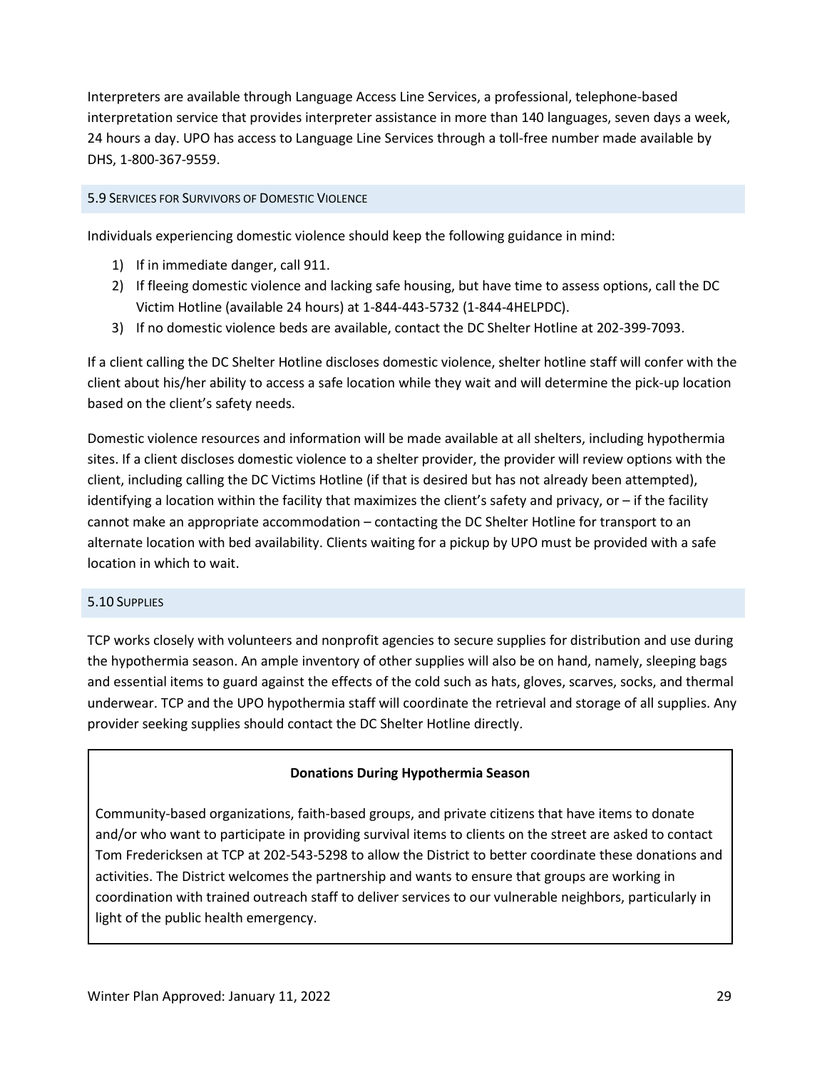Interpreters are available through Language Access Line Services, a professional, telephone-based interpretation service that provides interpreter assistance in more than 140 languages, seven days a week, 24 hours a day. UPO has access to Language Line Services through a toll-free number made available by DHS, 1-800-367-9559.

### 5.9 Services for Survivors of Domestic Violence

Individuals experiencing domestic violence should keep the following guidance in mind:

1) If in immediate danger, call 911.
2) If fleeing domestic violence and lacking safe housing, but have time to assess options, call the DC Victim Hotline (available 24 hours) at 1-844-443-5732 (1-844-4HELPDC).
3) If no domestic violence beds are available, contact the DC Shelter Hotline at 202-399-7093.

If a client calling the DC Shelter Hotline discloses domestic violence, shelter hotline staff will confer with the client about his/her ability to access a safe location while they wait and will determine the pick-up location based on the client's safety needs.

Domestic violence resources and information will be made available at all shelters, including hypothermia sites. If a client discloses domestic violence to a shelter provider, the provider will review options with the client, including calling the DC Victims Hotline (if that is desired but has not already been attempted), identifying a location within the facility that maximizes the client's safety and privacy, or – if the facility cannot make an appropriate accommodation – contacting the DC Shelter Hotline for transport to an alternate location with bed availability. Clients waiting for a pickup by UPO must be provided with a safe location in which to wait.

### 5.10 Supplies

TCP works closely with volunteers and nonprofit agencies to secure supplies for distribution and use during the hypothermia season. An ample inventory of other supplies will also be on hand, namely, sleeping bags and essential items to guard against the effects of the cold such as hats, gloves, scarves, socks, and thermal underwear. TCP and the UPO hypothermia staff will coordinate the retrieval and storage of all supplies. Any provider seeking supplies should contact the DC Shelter Hotline directly.

**Donations During Hypothermia Season**

Community-based organizations, faith-based groups, and private citizens that have items to donate and/or who want to participate in providing survival items to clients on the street are asked to contact Tom Fredericksen at TCP at 202-543-5298 to allow the District to better coordinate these donations and activities. The District welcomes the partnership and wants to ensure that groups are working in coordination with trained outreach staff to deliver services to our vulnerable neighbors, particularly in light of the public health emergency.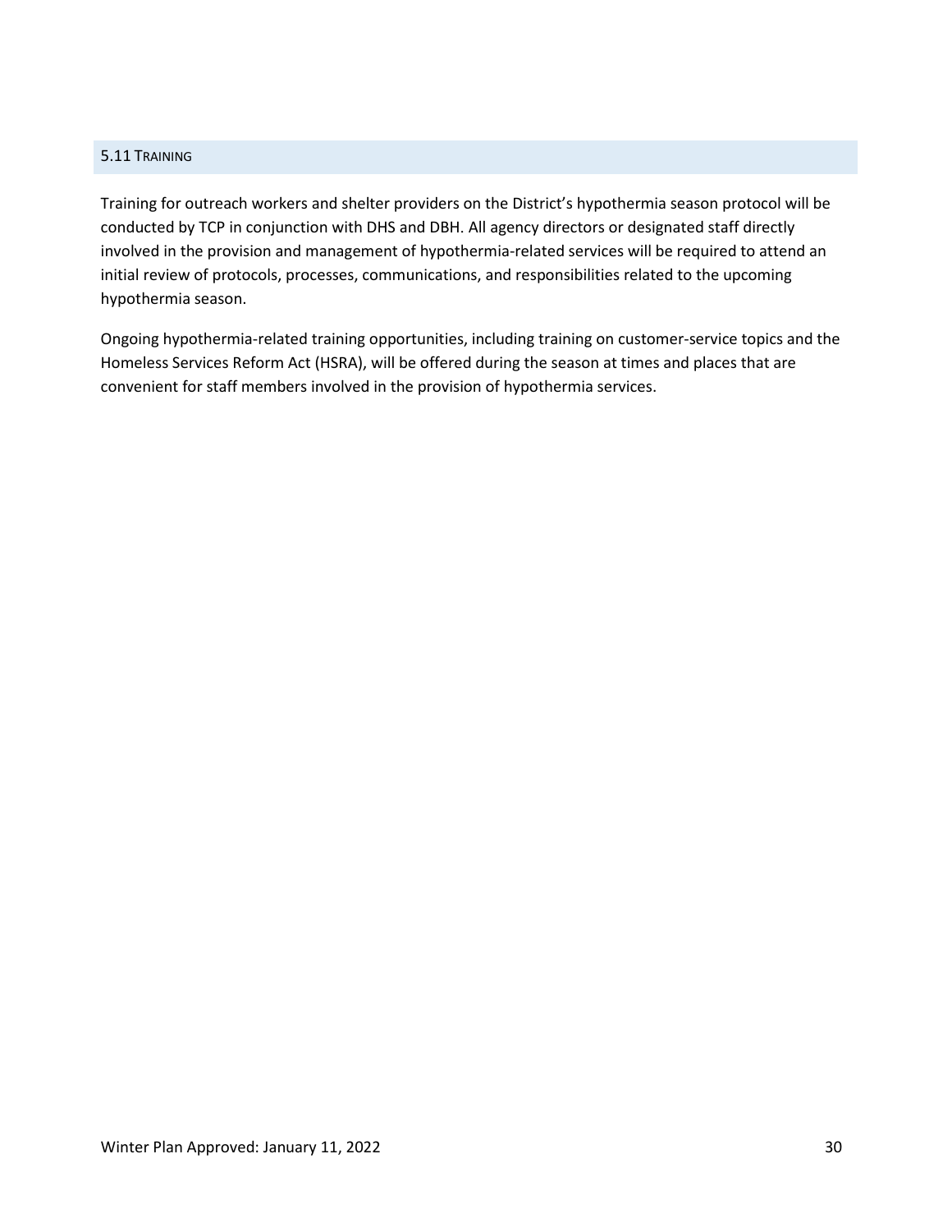### 5.11 Training

Training for outreach workers and shelter providers on the District's hypothermia season protocol will be conducted by TCP in conjunction with DHS and DBH. All agency directors or designated staff directly involved in the provision and management of hypothermia-related services will be required to attend an initial review of protocols, processes, communications, and responsibilities related to the upcoming hypothermia season.

Ongoing hypothermia-related training opportunities, including training on customer-service topics and the Homeless Services Reform Act (HSRA), will be offered during the season at times and places that are convenient for staff members involved in the provision of hypothermia services.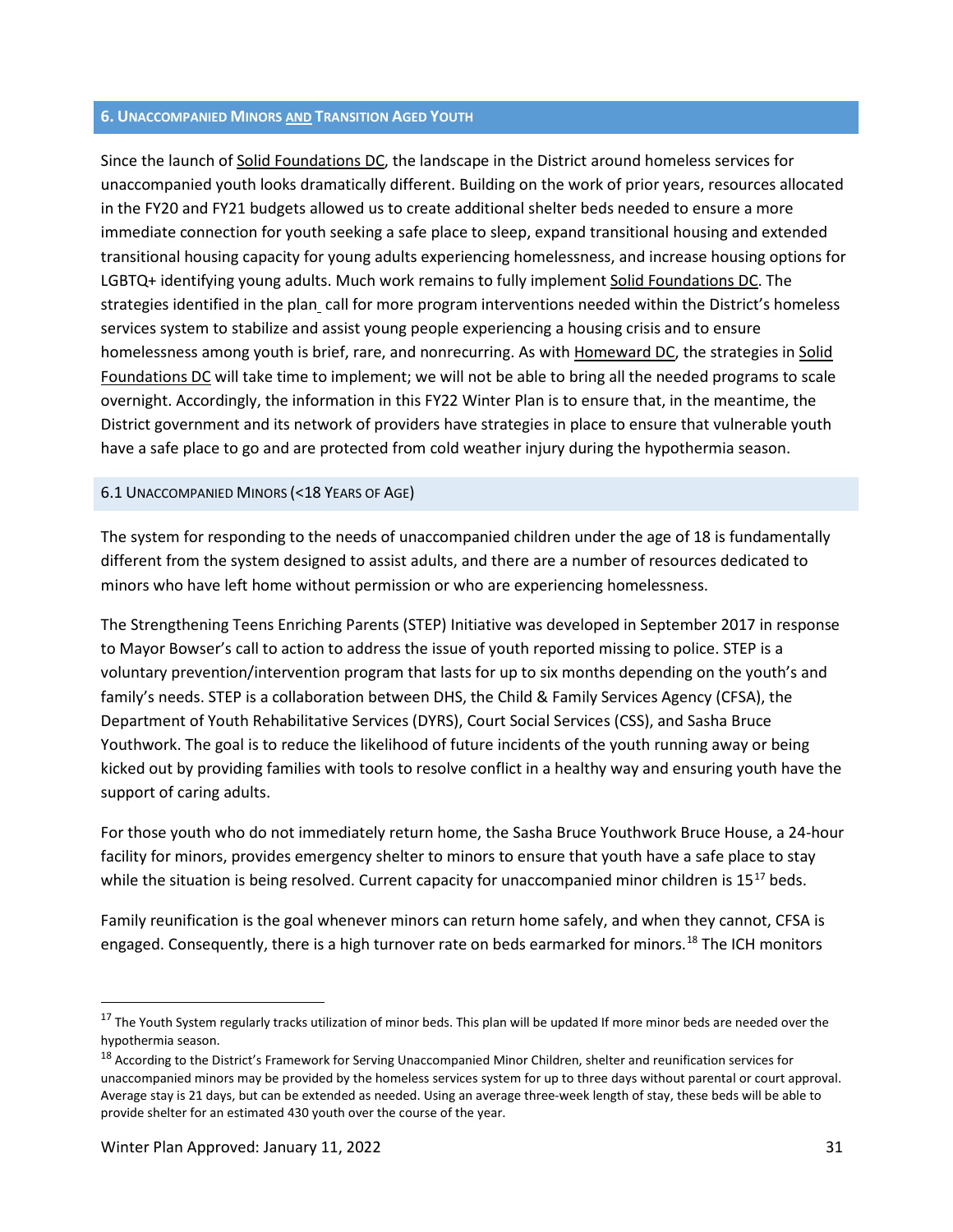## 6. Unaccompanied Minors and Transition Aged Youth

Since the launch of Solid Foundations DC, the landscape in the District around homeless services for unaccompanied youth looks dramatically different. Building on the work of prior years, resources allocated in the FY20 and FY21 budgets allowed us to create additional shelter beds needed to ensure a more immediate connection for youth seeking a safe place to sleep, expand transitional housing and extended transitional housing capacity for young adults experiencing homelessness, and increase housing options for LGBTQ+ identifying young adults. Much work remains to fully implement Solid Foundations DC. The strategies identified in the plan call for more program interventions needed within the District's homeless services system to stabilize and assist young people experiencing a housing crisis and to ensure homelessness among youth is brief, rare, and nonrecurring. As with Homeward DC, the strategies in Solid Foundations DC will take time to implement; we will not be able to bring all the needed programs to scale overnight. Accordingly, the information in this FY22 Winter Plan is to ensure that, in the meantime, the District government and its network of providers have strategies in place to ensure that vulnerable youth have a safe place to go and are protected from cold weather injury during the hypothermia season.

### 6.1 Unaccompanied Minors (<18 Years of Age)

The system for responding to the needs of unaccompanied children under the age of 18 is fundamentally different from the system designed to assist adults, and there are a number of resources dedicated to minors who have left home without permission or who are experiencing homelessness.

The Strengthening Teens Enriching Parents (STEP) Initiative was developed in September 2017 in response to Mayor Bowser's call to action to address the issue of youth reported missing to police. STEP is a voluntary prevention/intervention program that lasts for up to six months depending on the youth's and family's needs. STEP is a collaboration between DHS, the Child & Family Services Agency (CFSA), the Department of Youth Rehabilitative Services (DYRS), Court Social Services (CSS), and Sasha Bruce Youthwork. The goal is to reduce the likelihood of future incidents of the youth running away or being kicked out by providing families with tools to resolve conflict in a healthy way and ensuring youth have the support of caring adults.

For those youth who do not immediately return home, the Sasha Bruce Youthwork Bruce House, a 24-hour facility for minors, provides emergency shelter to minors to ensure that youth have a safe place to stay while the situation is being resolved. Current capacity for unaccompanied minor children is 15[17] beds.

Family reunification is the goal whenever minors can return home safely, and when they cannot, CFSA is engaged. Consequently, there is a high turnover rate on beds earmarked for minors.[18] The ICH monitors

[17] The Youth System regularly tracks utilization of minor beds. This plan will be updated If more minor beds are needed over the hypothermia season.

[18] According to the District's Framework for Serving Unaccompanied Minor Children, shelter and reunification services for unaccompanied minors may be provided by the homeless services system for up to three days without parental or court approval. Average stay is 21 days, but can be extended as needed. Using an average three-week length of stay, these beds will be able to provide shelter for an estimated 430 youth over the course of the year.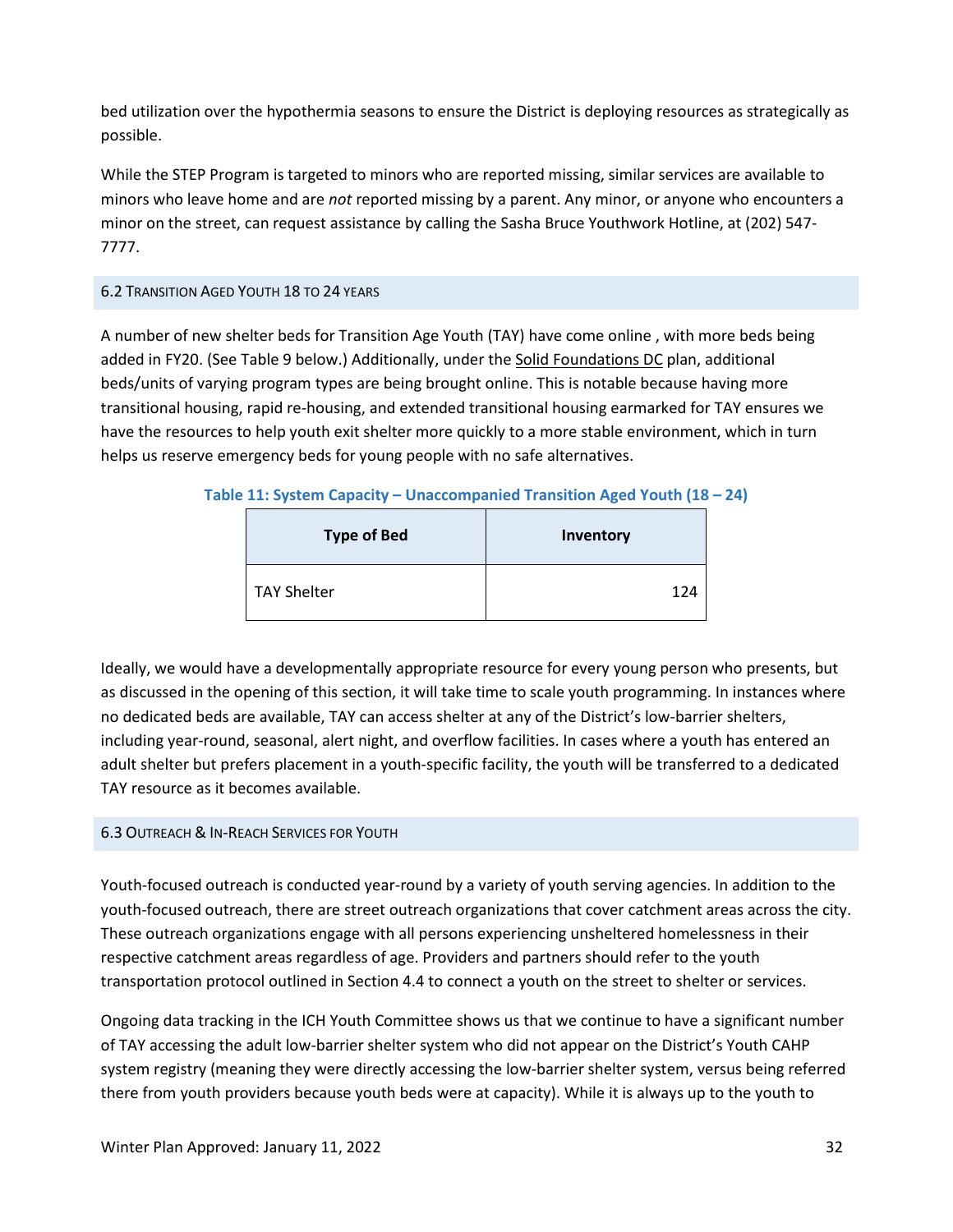bed utilization over the hypothermia seasons to ensure the District is deploying resources as strategically as possible.

While the STEP Program is targeted to minors who are reported missing, similar services are available to minors who leave home and are *not* reported missing by a parent. Any minor, or anyone who encounters a minor on the street, can request assistance by calling the Sasha Bruce Youthwork Hotline, at (202) 547-7777.

### 6.2 Transition Aged Youth 18 to 24 years

A number of new shelter beds for Transition Age Youth (TAY) have come online , with more beds being added in FY20. (See Table 9 below.) Additionally, under the Solid Foundations DC plan, additional beds/units of varying program types are being brought online. This is notable because having more transitional housing, rapid re-housing, and extended transitional housing earmarked for TAY ensures we have the resources to help youth exit shelter more quickly to a more stable environment, which in turn helps us reserve emergency beds for young people with no safe alternatives.

**Table 11: System Capacity – Unaccompanied Transition Aged Youth (18 – 24)**

| Type of Bed | Inventory |
|---|---|
| TAY Shelter | 124 |

Ideally, we would have a developmentally appropriate resource for every young person who presents, but as discussed in the opening of this section, it will take time to scale youth programming. In instances where no dedicated beds are available, TAY can access shelter at any of the District's low-barrier shelters, including year-round, seasonal, alert night, and overflow facilities. In cases where a youth has entered an adult shelter but prefers placement in a youth-specific facility, the youth will be transferred to a dedicated TAY resource as it becomes available.

### 6.3 Outreach & In-Reach Services for Youth

Youth-focused outreach is conducted year-round by a variety of youth serving agencies. In addition to the youth-focused outreach, there are street outreach organizations that cover catchment areas across the city. These outreach organizations engage with all persons experiencing unsheltered homelessness in their respective catchment areas regardless of age. Providers and partners should refer to the youth transportation protocol outlined in Section 4.4 to connect a youth on the street to shelter or services.

Ongoing data tracking in the ICH Youth Committee shows us that we continue to have a significant number of TAY accessing the adult low-barrier shelter system who did not appear on the District's Youth CAHP system registry (meaning they were directly accessing the low-barrier shelter system, versus being referred there from youth providers because youth beds were at capacity). While it is always up to the youth to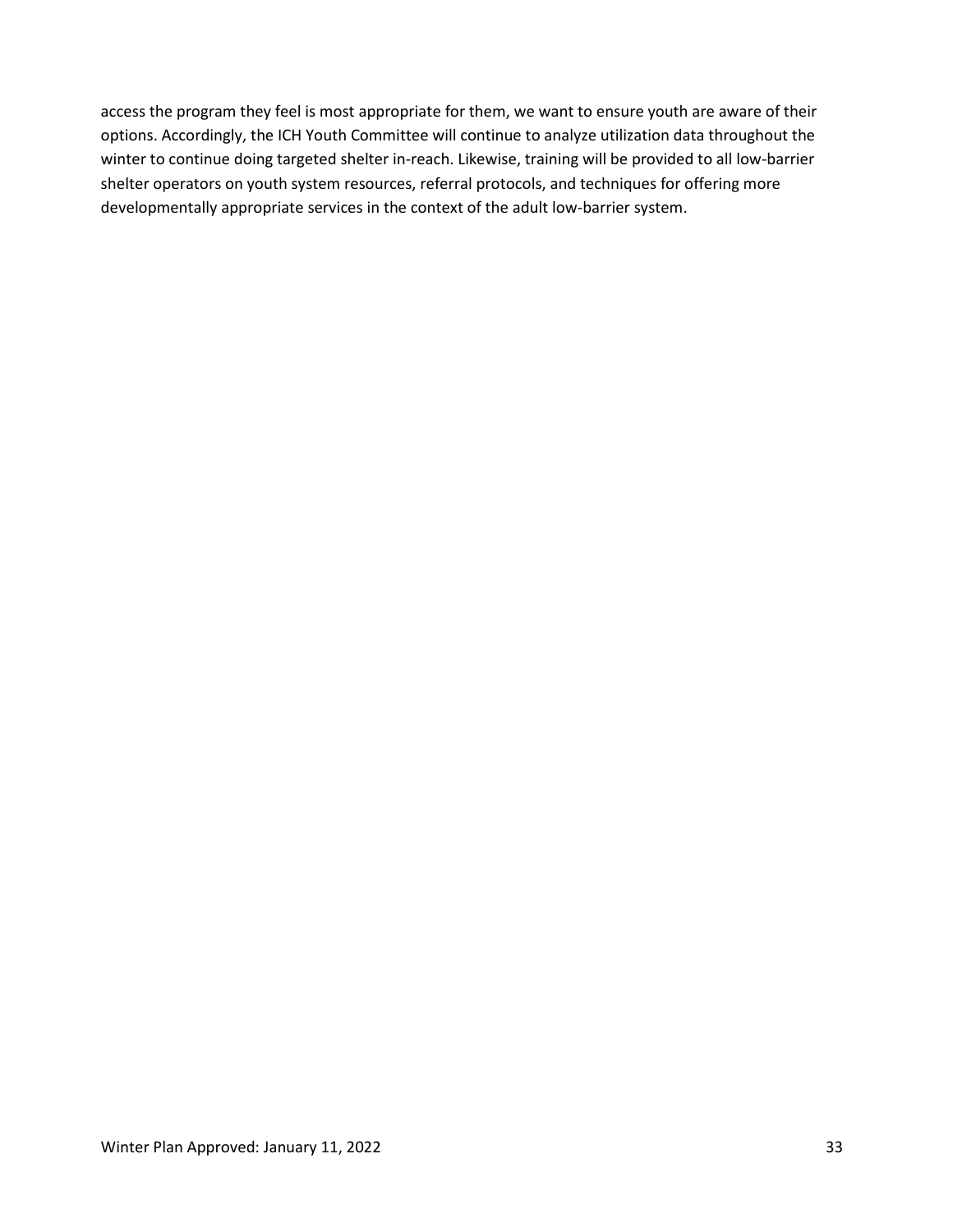access the program they feel is most appropriate for them, we want to ensure youth are aware of their options. Accordingly, the ICH Youth Committee will continue to analyze utilization data throughout the winter to continue doing targeted shelter in-reach. Likewise, training will be provided to all low-barrier shelter operators on youth system resources, referral protocols, and techniques for offering more developmentally appropriate services in the context of the adult low-barrier system.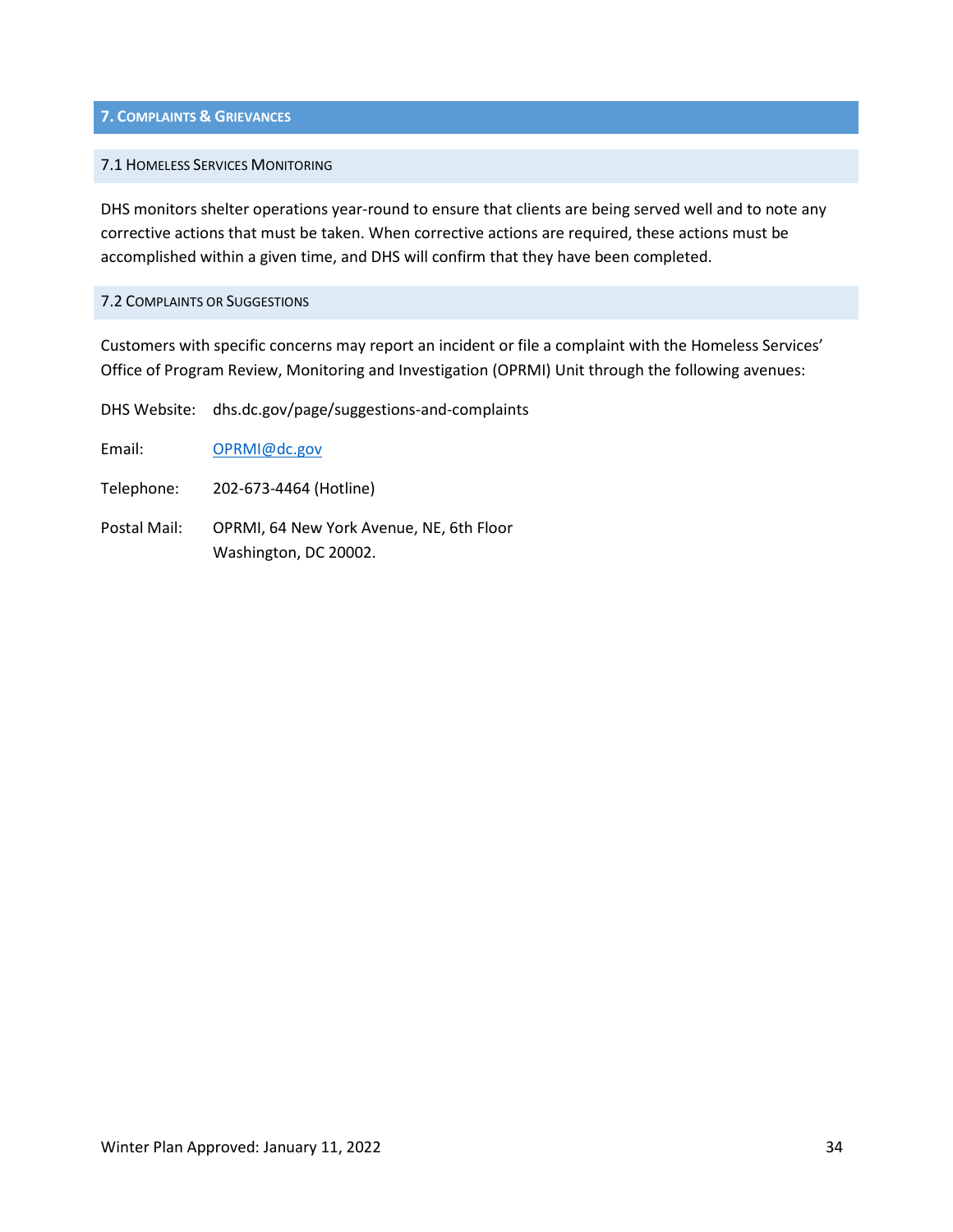## 7. Complaints & Grievances

### 7.1 Homeless Services Monitoring

DHS monitors shelter operations year-round to ensure that clients are being served well and to note any corrective actions that must be taken. When corrective actions are required, these actions must be accomplished within a given time, and DHS will confirm that they have been completed.

### 7.2 Complaints or Suggestions

Customers with specific concerns may report an incident or file a complaint with the Homeless Services' Office of Program Review, Monitoring and Investigation (OPRMI) Unit through the following avenues:

DHS Website: dhs.dc.gov/page/suggestions-and-complaints

Email: OPRMI@dc.gov

Telephone: 202-673-4464 (Hotline)

Postal Mail: OPRMI, 64 New York Avenue, NE, 6th Floor
Washington, DC 20002.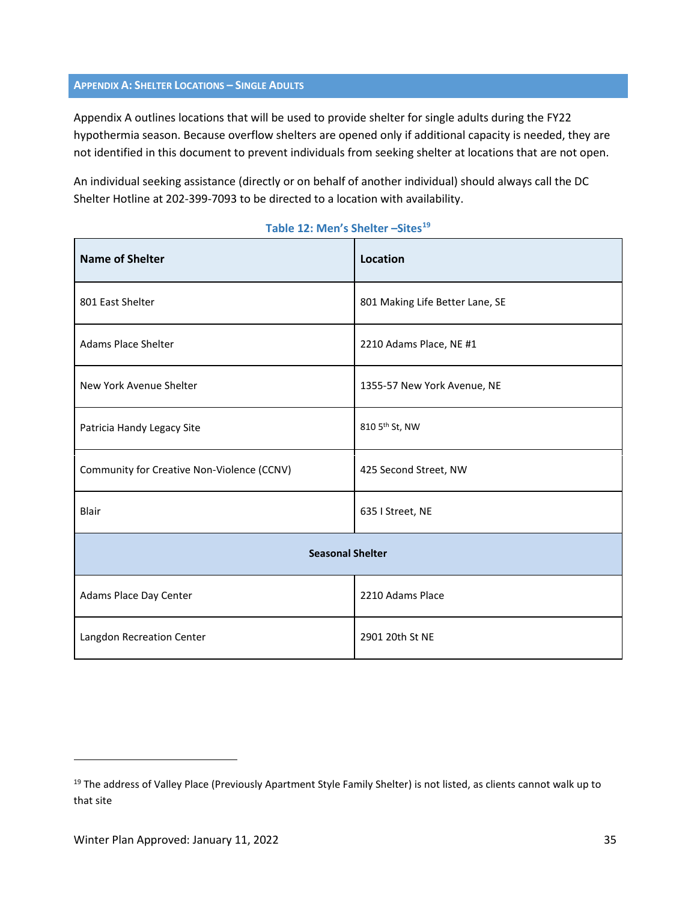## APPENDIX A: SHELTER LOCATIONS – SINGLE ADULTS

Appendix A outlines locations that will be used to provide shelter for single adults during the FY22 hypothermia season. Because overflow shelters are opened only if additional capacity is needed, they are not identified in this document to prevent individuals from seeking shelter at locations that are not open.

An individual seeking assistance (directly or on behalf of another individual) should always call the DC Shelter Hotline at 202-399-7093 to be directed to a location with availability.

**Table 12: Men's Shelter –Sites[19]**

| Name of Shelter | Location |
|---|---|
| 801 East Shelter | 801 Making Life Better Lane, SE |
| Adams Place Shelter | 2210 Adams Place, NE #1 |
| New York Avenue Shelter | 1355-57 New York Avenue, NE |
| Patricia Handy Legacy Site | 810 5th St, NW |
| Community for Creative Non-Violence (CCNV) | 425 Second Street, NW |
| Blair | 635 I Street, NE |
| **Seasonal Shelter** | |
| Adams Place Day Center | 2210 Adams Place |
| Langdon Recreation Center | 2901 20th St NE |

[19] The address of Valley Place (Previously Apartment Style Family Shelter) is not listed, as clients cannot walk up to that site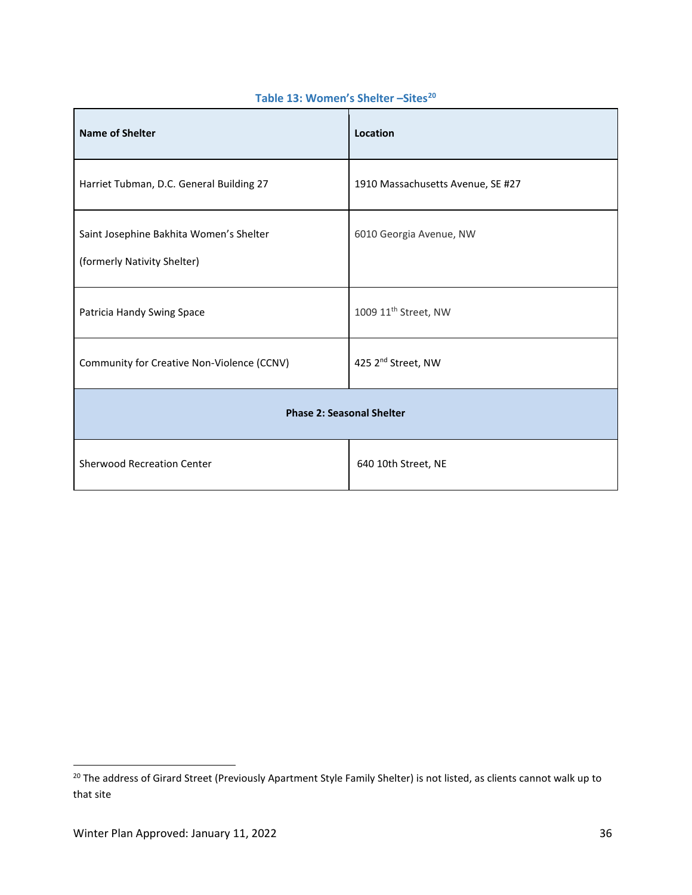**Table 13: Women's Shelter –Sites[20]**

| Name of Shelter | Location |
|---|---|
| Harriet Tubman, D.C. General Building 27 | 1910 Massachusetts Avenue, SE #27 |
| Saint Josephine Bakhita Women's Shelter (formerly Nativity Shelter) | 6010 Georgia Avenue, NW |
| Patricia Handy Swing Space | 1009 11th Street, NW |
| Community for Creative Non-Violence (CCNV) | 425 2nd Street, NW |
| **Phase 2: Seasonal Shelter** | |
| Sherwood Recreation Center | 640 10th Street, NE |

[20] The address of Girard Street (Previously Apartment Style Family Shelter) is not listed, as clients cannot walk up to that site

Winter Plan Approved: January 11, 2022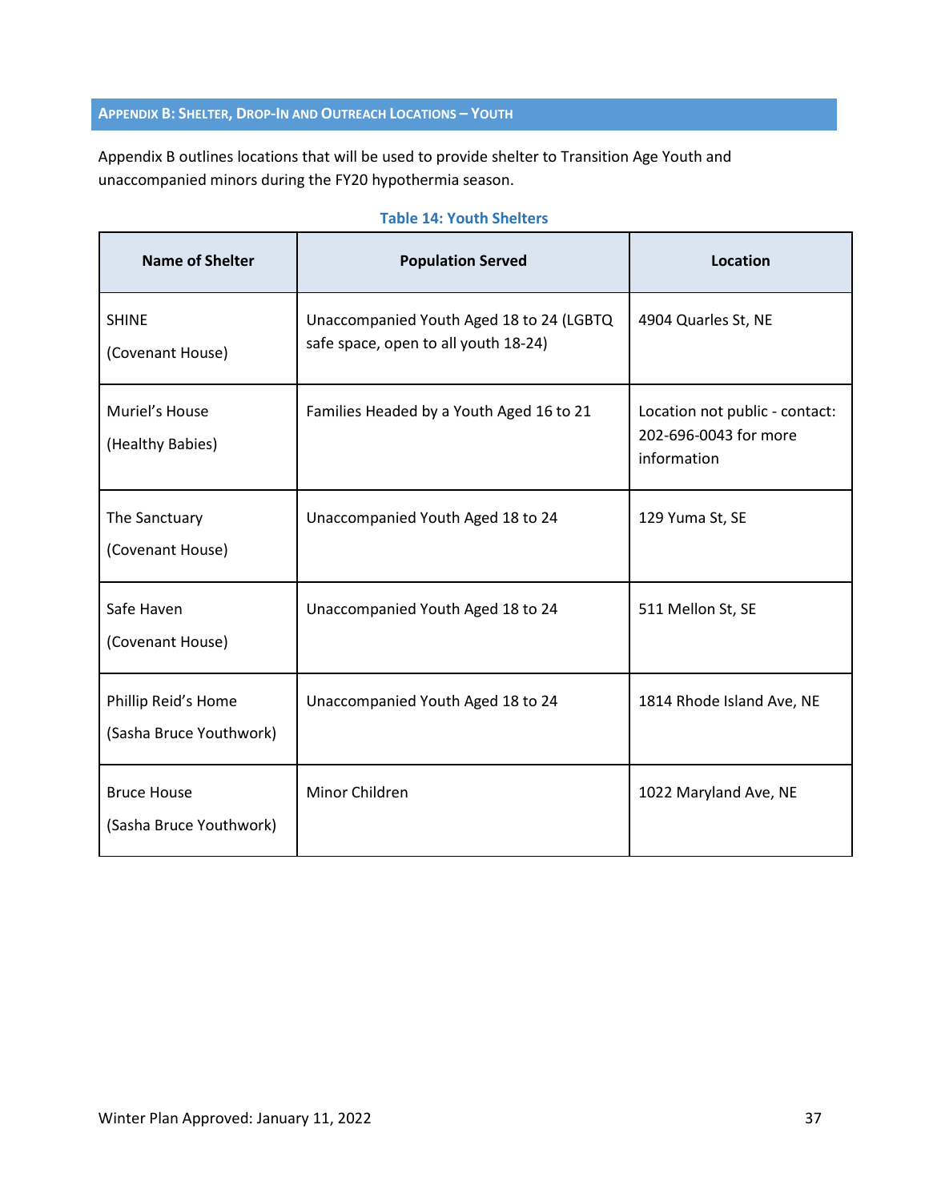## Appendix B: Shelter, Drop-In and Outreach Locations – Youth

Appendix B outlines locations that will be used to provide shelter to Transition Age Youth and unaccompanied minors during the FY20 hypothermia season.

**Table 14: Youth Shelters**

| Name of Shelter | Population Served | Location |
|---|---|---|
| SHINE (Covenant House) | Unaccompanied Youth Aged 18 to 24 (LGBTQ safe space, open to all youth 18-24) | 4904 Quarles St, NE |
| Muriel's House (Healthy Babies) | Families Headed by a Youth Aged 16 to 21 | Location not public - contact: 202-696-0043 for more information |
| The Sanctuary (Covenant House) | Unaccompanied Youth Aged 18 to 24 | 129 Yuma St, SE |
| Safe Haven (Covenant House) | Unaccompanied Youth Aged 18 to 24 | 511 Mellon St, SE |
| Phillip Reid's Home (Sasha Bruce Youthwork) | Unaccompanied Youth Aged 18 to 24 | 1814 Rhode Island Ave, NE |
| Bruce House (Sasha Bruce Youthwork) | Minor Children | 1022 Maryland Ave, NE |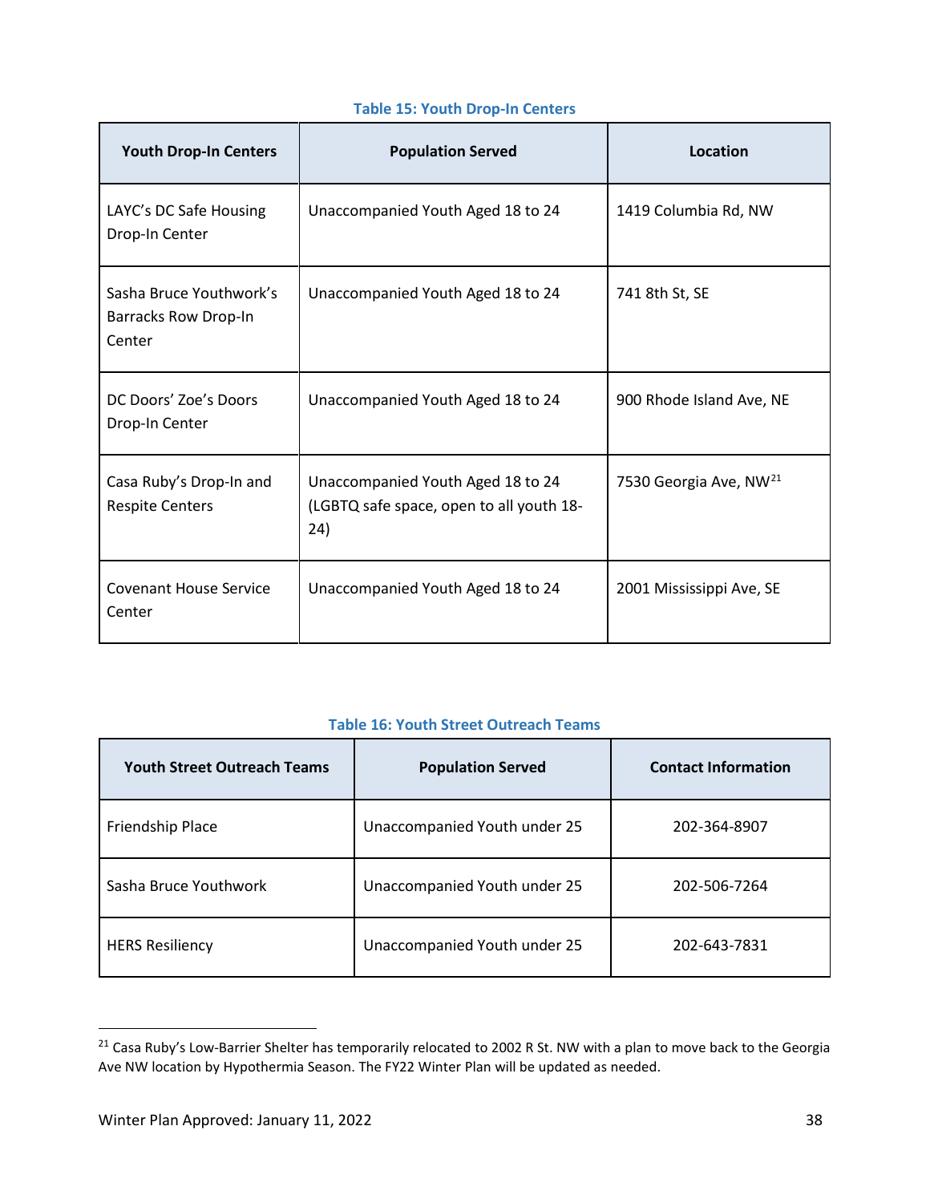**Table 15: Youth Drop-In Centers**

| Youth Drop-In Centers | Population Served | Location |
|---|---|---|
| LAYC's DC Safe Housing Drop-In Center | Unaccompanied Youth Aged 18 to 24 | 1419 Columbia Rd, NW |
| Sasha Bruce Youthwork's Barracks Row Drop-In Center | Unaccompanied Youth Aged 18 to 24 | 741 8th St, SE |
| DC Doors' Zoe's Doors Drop-In Center | Unaccompanied Youth Aged 18 to 24 | 900 Rhode Island Ave, NE |
| Casa Ruby's Drop-In and Respite Centers | Unaccompanied Youth Aged 18 to 24 (LGBTQ safe space, open to all youth 18-24) | 7530 Georgia Ave, NW[21] |
| Covenant House Service Center | Unaccompanied Youth Aged 18 to 24 | 2001 Mississippi Ave, SE |

**Table 16: Youth Street Outreach Teams**

| Youth Street Outreach Teams | Population Served | Contact Information |
|---|---|---|
| Friendship Place | Unaccompanied Youth under 25 | 202-364-8907 |
| Sasha Bruce Youthwork | Unaccompanied Youth under 25 | 202-506-7264 |
| HERS Resiliency | Unaccompanied Youth under 25 | 202-643-7831 |

[21] Casa Ruby's Low-Barrier Shelter has temporarily relocated to 2002 R St. NW with a plan to move back to the Georgia Ave NW location by Hypothermia Season. The FY22 Winter Plan will be updated as needed.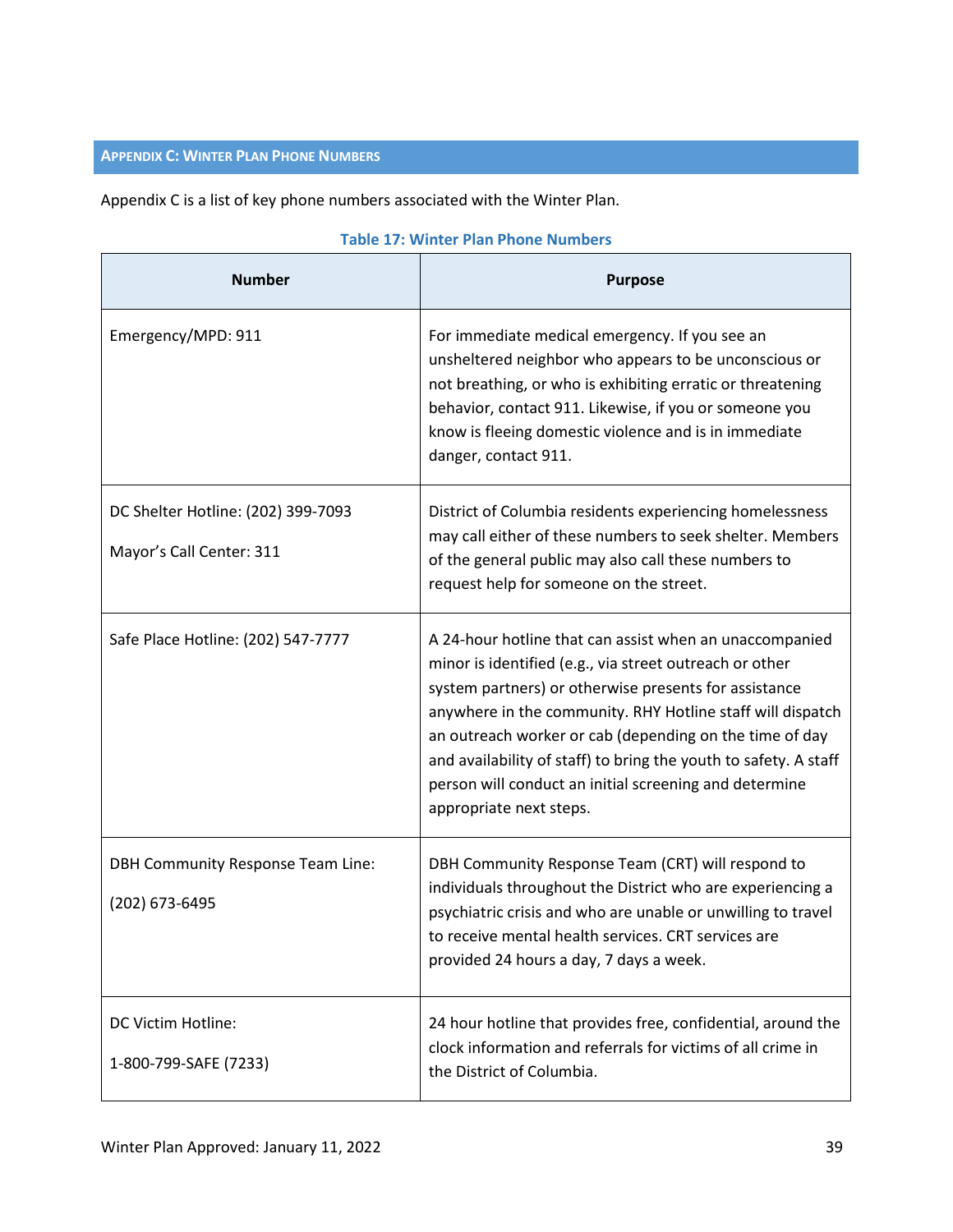## Appendix C: Winter Plan Phone Numbers

Appendix C is a list of key phone numbers associated with the Winter Plan.

**Table 17: Winter Plan Phone Numbers**

| Number | Purpose |
|---|---|
| Emergency/MPD: 911 | For immediate medical emergency. If you see an unsheltered neighbor who appears to be unconscious or not breathing, or who is exhibiting erratic or threatening behavior, contact 911. Likewise, if you or someone you know is fleeing domestic violence and is in immediate danger, contact 911. |
| DC Shelter Hotline: (202) 399-7093<br><br>Mayor's Call Center: 311 | District of Columbia residents experiencing homelessness may call either of these numbers to seek shelter. Members of the general public may also call these numbers to request help for someone on the street. |
| Safe Place Hotline: (202) 547-7777 | A 24-hour hotline that can assist when an unaccompanied minor is identified (e.g., via street outreach or other system partners) or otherwise presents for assistance anywhere in the community. RHY Hotline staff will dispatch an outreach worker or cab (depending on the time of day and availability of staff) to bring the youth to safety. A staff person will conduct an initial screening and determine appropriate next steps. |
| DBH Community Response Team Line:<br><br>(202) 673-6495 | DBH Community Response Team (CRT) will respond to individuals throughout the District who are experiencing a psychiatric crisis and who are unable or unwilling to travel to receive mental health services. CRT services are provided 24 hours a day, 7 days a week. |
| DC Victim Hotline:<br><br>1-800-799-SAFE (7233) | 24 hour hotline that provides free, confidential, around the clock information and referrals for victims of all crime in the District of Columbia. |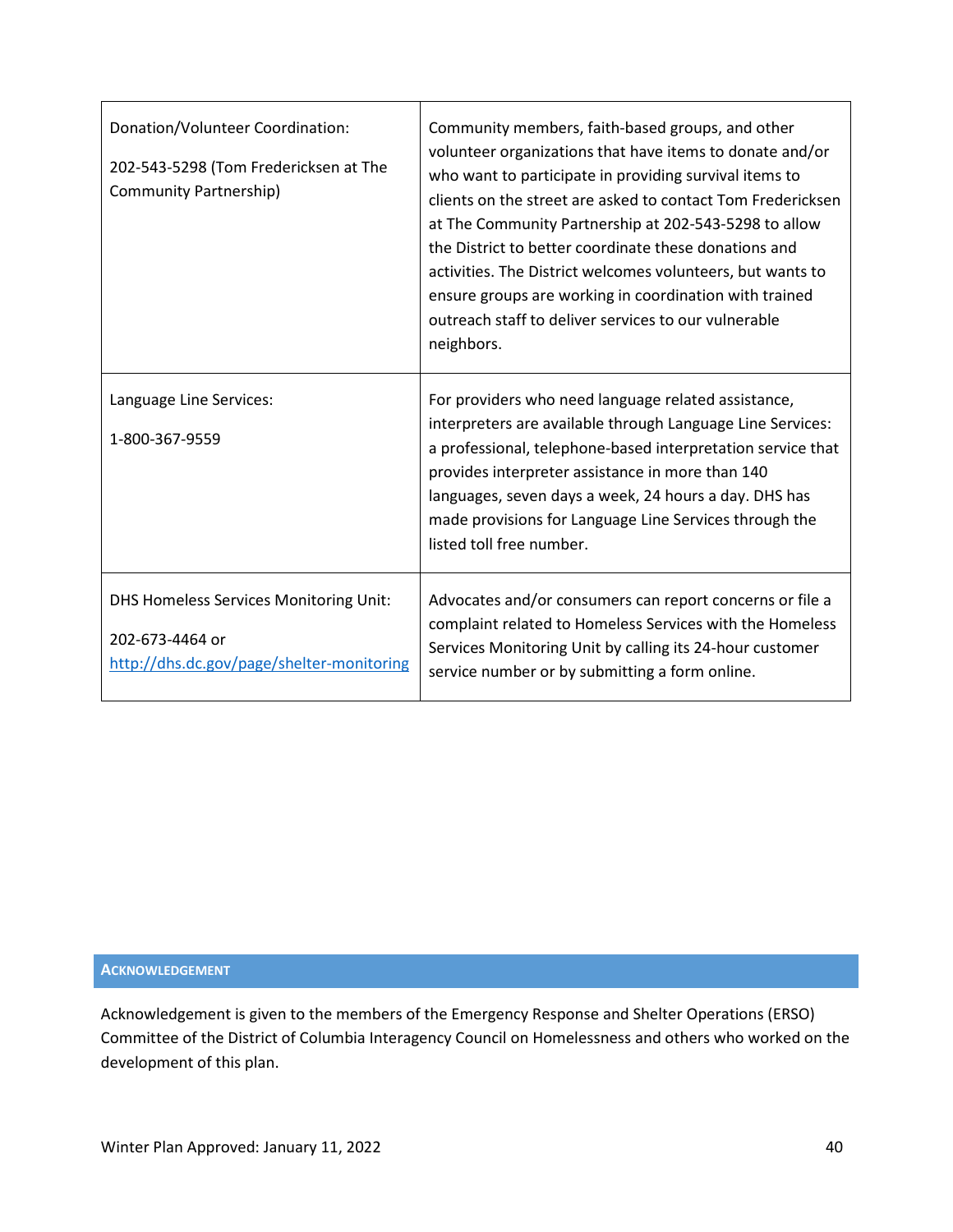| | |
|---|---|
| Donation/Volunteer Coordination:<br><br>202-543-5298 (Tom Fredericksen at The Community Partnership) | Community members, faith-based groups, and other volunteer organizations that have items to donate and/or who want to participate in providing survival items to clients on the street are asked to contact Tom Fredericksen at The Community Partnership at 202-543-5298 to allow the District to better coordinate these donations and activities. The District welcomes volunteers, but wants to ensure groups are working in coordination with trained outreach staff to deliver services to our vulnerable neighbors. |
| Language Line Services:<br><br>1-800-367-9559 | For providers who need language related assistance, interpreters are available through Language Line Services: a professional, telephone-based interpretation service that provides interpreter assistance in more than 140 languages, seven days a week, 24 hours a day. DHS has made provisions for Language Line Services through the listed toll free number. |
| DHS Homeless Services Monitoring Unit:<br><br>202-673-4464 or<br>http://dhs.dc.gov/page/shelter-monitoring | Advocates and/or consumers can report concerns or file a complaint related to Homeless Services with the Homeless Services Monitoring Unit by calling its 24-hour customer service number or by submitting a form online. |

## Acknowledgement

Acknowledgement is given to the members of the Emergency Response and Shelter Operations (ERSO) Committee of the District of Columbia Interagency Council on Homelessness and others who worked on the development of this plan.